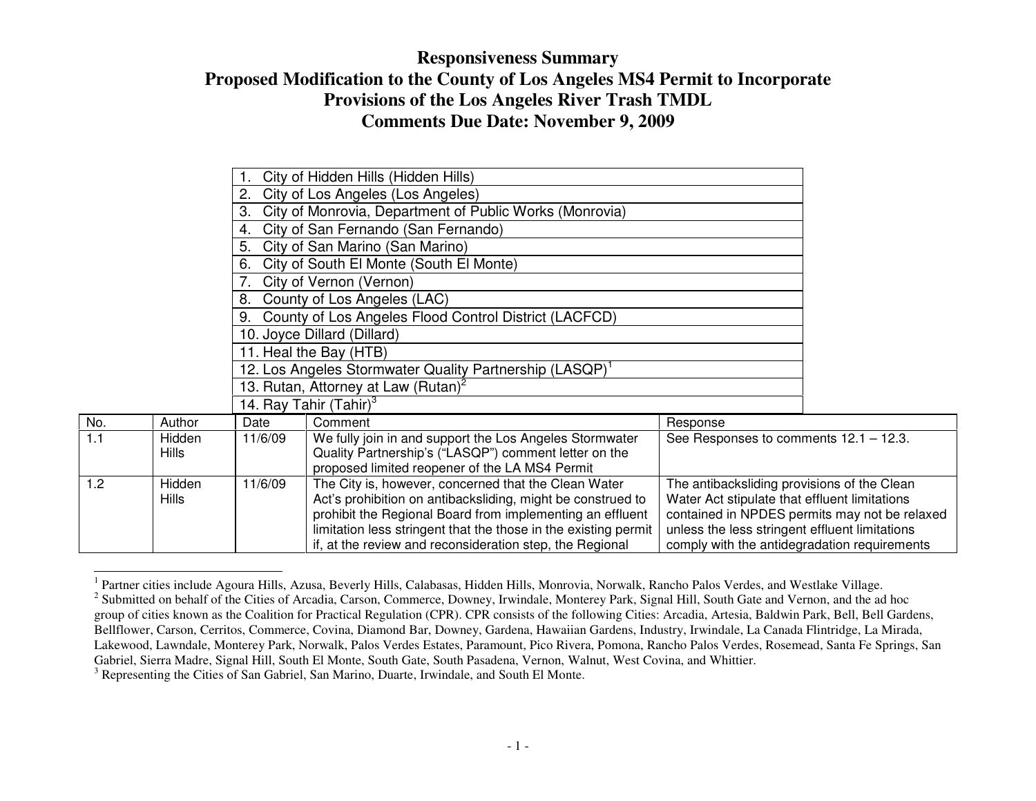# Responsiveness Summary
# Proposed Modification to the County of Los Angeles MS4 Permit to Incorporate Provisions of the Los Angeles River Trash TMDL
# Comments Due Date: November 9, 2009

| |
|---|
| 1. City of Hidden Hills (Hidden Hills) |
| 2. City of Los Angeles (Los Angeles) |
| 3. City of Monrovia, Department of Public Works (Monrovia) |
| 4. City of San Fernando (San Fernando) |
| 5. City of San Marino (San Marino) |
| 6. City of South El Monte (South El Monte) |
| 7. City of Vernon (Vernon) |
| 8. County of Los Angeles (LAC) |
| 9. County of Los Angeles Flood Control District (LACFCD) |
| 10. Joyce Dillard (Dillard) |
| 11. Heal the Bay (HTB) |
| 12. Los Angeles Stormwater Quality Partnership (LASQP)[1] |
| 13. Rutan, Attorney at Law (Rutan)[2] |
| 14. Ray Tahir (Tahir)[3] |

| No. | Author | Date | Comment | Response |
|---|---|---|---|---|
| 1.1 | Hidden Hills | 11/6/09 | We fully join in and support the Los Angeles Stormwater Quality Partnership's ("LASQP") comment letter on the proposed limited reopener of the LA MS4 Permit | See Responses to comments 12.1 – 12.3. |
| 1.2 | Hidden Hills | 11/6/09 | The City is, however, concerned that the Clean Water Act's prohibition on antibacksliding, might be construed to prohibit the Regional Board from implementing an effluent limitation less stringent that the those in the existing permit if, at the review and reconsideration step, the Regional | The antibacksliding provisions of the Clean Water Act stipulate that effluent limitations contained in NPDES permits may not be relaxed unless the less stringent effluent limitations comply with the antidegradation requirements |

[1] Partner cities include Agoura Hills, Azusa, Beverly Hills, Calabasas, Hidden Hills, Monrovia, Norwalk, Rancho Palos Verdes, and Westlake Village.

[2] Submitted on behalf of the Cities of Arcadia, Carson, Commerce, Downey, Irwindale, Monterey Park, Signal Hill, South Gate and Vernon, and the ad hoc group of cities known as the Coalition for Practical Regulation (CPR). CPR consists of the following Cities: Arcadia, Artesia, Baldwin Park, Bell, Bell Gardens, Bellflower, Carson, Cerritos, Commerce, Covina, Diamond Bar, Downey, Gardena, Hawaiian Gardens, Industry, Irwindale, La Canada Flintridge, La Mirada, Lakewood, Lawndale, Monterey Park, Norwalk, Palos Verdes Estates, Paramount, Pico Rivera, Pomona, Rancho Palos Verdes, Rosemead, Santa Fe Springs, San Gabriel, Sierra Madre, Signal Hill, South El Monte, South Gate, South Pasadena, Vernon, Walnut, West Covina, and Whittier.

[3] Representing the Cities of San Gabriel, San Marino, Duarte, Irwindale, and South El Monte.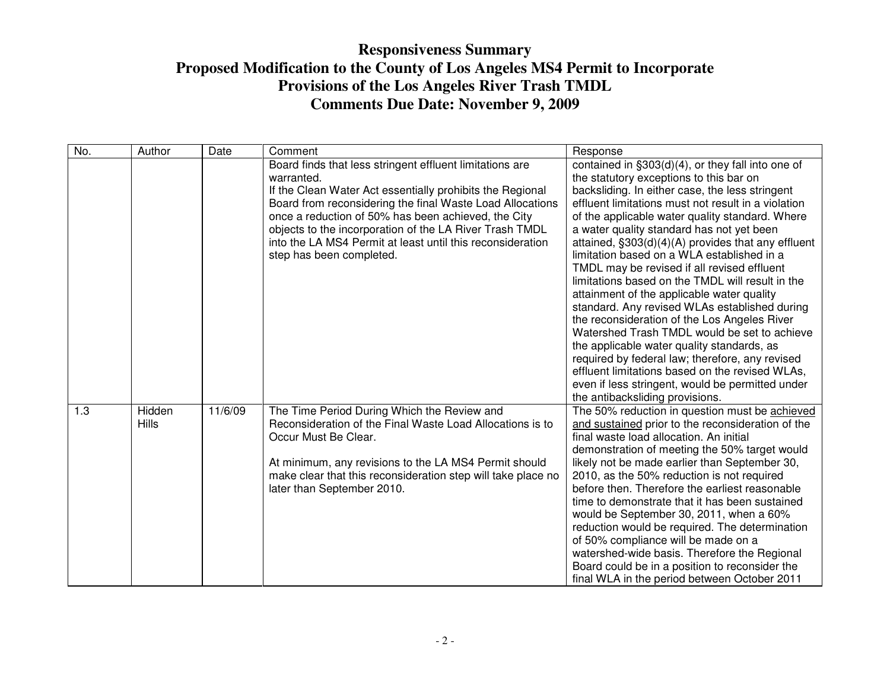# Responsiveness Summary
# Proposed Modification to the County of Los Angeles MS4 Permit to Incorporate Provisions of the Los Angeles River Trash TMDL
# Comments Due Date: November 9, 2009

| No. | Author | Date | Comment | Response |
|---|---|---|---|---|
| | | | Board finds that less stringent effluent limitations are warranted.<br>If the Clean Water Act essentially prohibits the Regional Board from reconsidering the final Waste Load Allocations once a reduction of 50% has been achieved, the City objects to the incorporation of the LA River Trash TMDL into the LA MS4 Permit at least until this reconsideration step has been completed. | contained in §303(d)(4), or they fall into one of the statutory exceptions to this bar on backsliding. In either case, the less stringent effluent limitations must not result in a violation of the applicable water quality standard. Where a water quality standard has not yet been attained, §303(d)(4)(A) provides that any effluent limitation based on a WLA established in a TMDL may be revised if all revised effluent limitations based on the TMDL will result in the attainment of the applicable water quality standard. Any revised WLAs established during the reconsideration of the Los Angeles River Watershed Trash TMDL would be set to achieve the applicable water quality standards, as required by federal law; therefore, any revised effluent limitations based on the revised WLAs, even if less stringent, would be permitted under the antibacksliding provisions. |
| 1.3 | Hidden Hills | 11/6/09 | The Time Period During Which the Review and Reconsideration of the Final Waste Load Allocations is to Occur Must Be Clear.<br><br>At minimum, any revisions to the LA MS4 Permit should make clear that this reconsideration step will take place no later than September 2010. | The 50% reduction in question must be achieved and sustained prior to the reconsideration of the final waste load allocation. An initial demonstration of meeting the 50% target would likely not be made earlier than September 30, 2010, as the 50% reduction is not required before then. Therefore the earliest reasonable time to demonstrate that it has been sustained would be September 30, 2011, when a 60% reduction would be required. The determination of 50% compliance will be made on a watershed-wide basis. Therefore the Regional Board could be in a position to reconsider the final WLA in the period between October 2011 |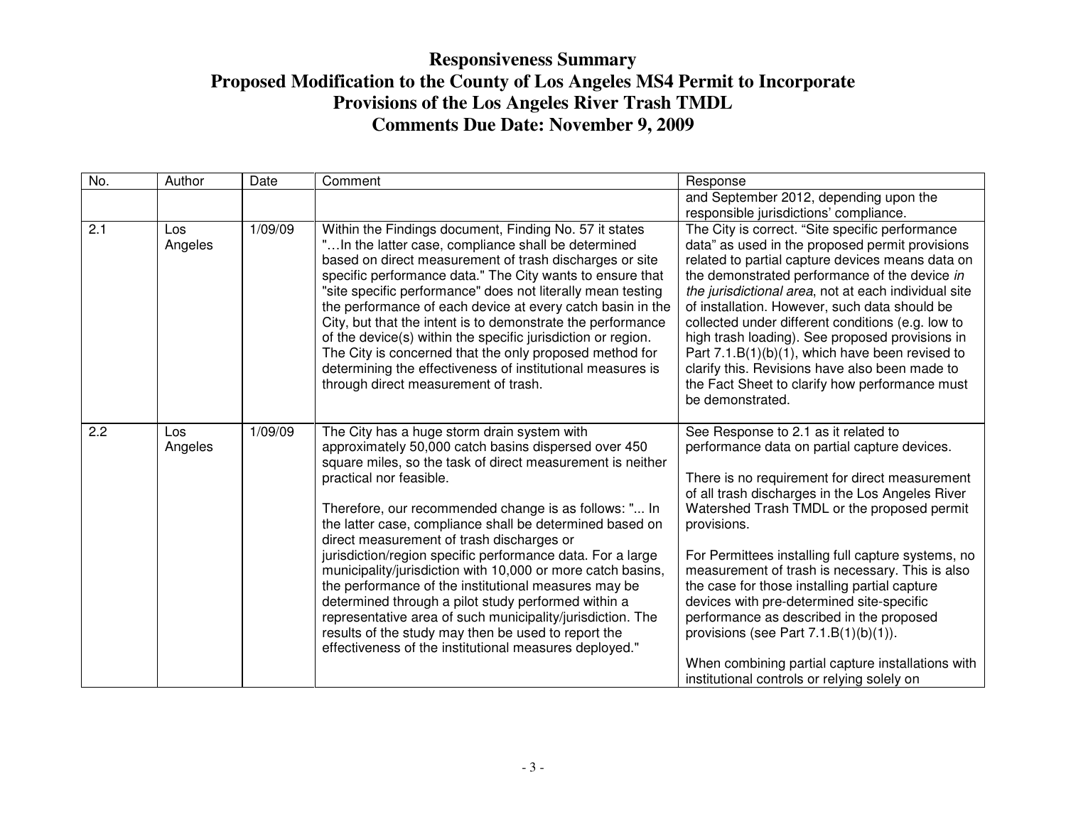# Responsiveness Summary
# Proposed Modification to the County of Los Angeles MS4 Permit to Incorporate Provisions of the Los Angeles River Trash TMDL
# Comments Due Date: November 9, 2009

| No. | Author | Date | Comment | Response |
|---|---|---|---|---|
| | | | | and September 2012, depending upon the responsible jurisdictions' compliance. |
| 2.1 | Los Angeles | 1/09/09 | Within the Findings document, Finding No. 57 it states "…In the latter case, compliance shall be determined based on direct measurement of trash discharges or site specific performance data." The City wants to ensure that "site specific performance" does not literally mean testing the performance of each device at every catch basin in the City, but that the intent is to demonstrate the performance of the device(s) within the specific jurisdiction or region. The City is concerned that the only proposed method for determining the effectiveness of institutional measures is through direct measurement of trash. | The City is correct. "Site specific performance data" as used in the proposed permit provisions related to partial capture devices means data on the demonstrated performance of the device *in the jurisdictional area*, not at each individual site of installation. However, such data should be collected under different conditions (e.g. low to high trash loading). See proposed provisions in Part 7.1.B(1)(b)(1), which have been revised to clarify this. Revisions have also been made to the Fact Sheet to clarify how performance must be demonstrated. |
| 2.2 | Los Angeles | 1/09/09 | The City has a huge storm drain system with approximately 50,000 catch basins dispersed over 450 square miles, so the task of direct measurement is neither practical nor feasible.<br><br>Therefore, our recommended change is as follows: "... In the latter case, compliance shall be determined based on direct measurement of trash discharges or jurisdiction/region specific performance data. For a large municipality/jurisdiction with 10,000 or more catch basins, the performance of the institutional measures may be determined through a pilot study performed within a representative area of such municipality/jurisdiction. The results of the study may then be used to report the effectiveness of the institutional measures deployed." | See Response to 2.1 as it related to performance data on partial capture devices.<br><br>There is no requirement for direct measurement of all trash discharges in the Los Angeles River Watershed Trash TMDL or the proposed permit provisions.<br><br>For Permittees installing full capture systems, no measurement of trash is necessary. This is also the case for those installing partial capture devices with pre-determined site-specific performance as described in the proposed provisions (see Part 7.1.B(1)(b)(1)).<br><br>When combining partial capture installations with institutional controls or relying solely on |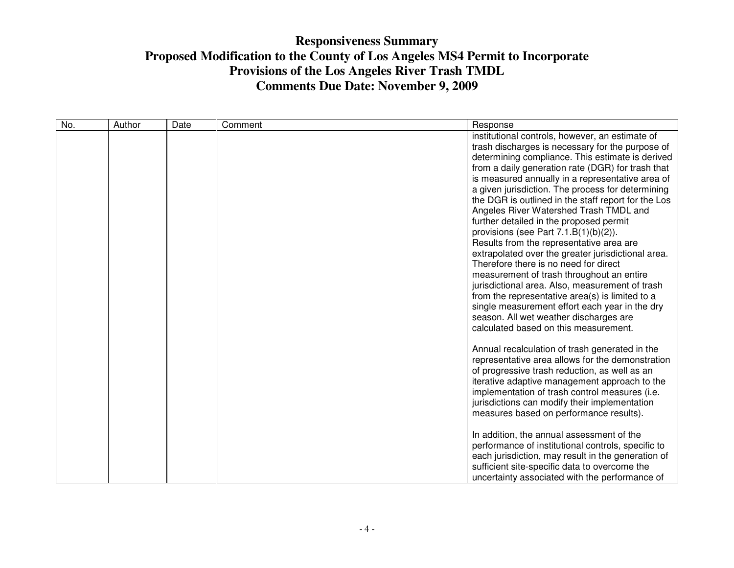# Responsiveness Summary
# Proposed Modification to the County of Los Angeles MS4 Permit to Incorporate Provisions of the Los Angeles River Trash TMDL
# Comments Due Date: November 9, 2009

| No. | Author | Date | Comment | Response |
|---|---|---|---|---|
| | | | | institutional controls, however, an estimate of trash discharges is necessary for the purpose of determining compliance. This estimate is derived from a daily generation rate (DGR) for trash that is measured annually in a representative area of a given jurisdiction. The process for determining the DGR is outlined in the staff report for the Los Angeles River Watershed Trash TMDL and further detailed in the proposed permit provisions (see Part 7.1.B(1)(b)(2)).<br>Results from the representative area are extrapolated over the greater jurisdictional area. Therefore there is no need for direct measurement of trash throughout an entire jurisdictional area. Also, measurement of trash from the representative area(s) is limited to a single measurement effort each year in the dry season. All wet weather discharges are calculated based on this measurement.<br><br>Annual recalculation of trash generated in the representative area allows for the demonstration of progressive trash reduction, as well as an iterative adaptive management approach to the implementation of trash control measures (i.e. jurisdictions can modify their implementation measures based on performance results).<br><br>In addition, the annual assessment of the performance of institutional controls, specific to each jurisdiction, may result in the generation of sufficient site-specific data to overcome the uncertainty associated with the performance of |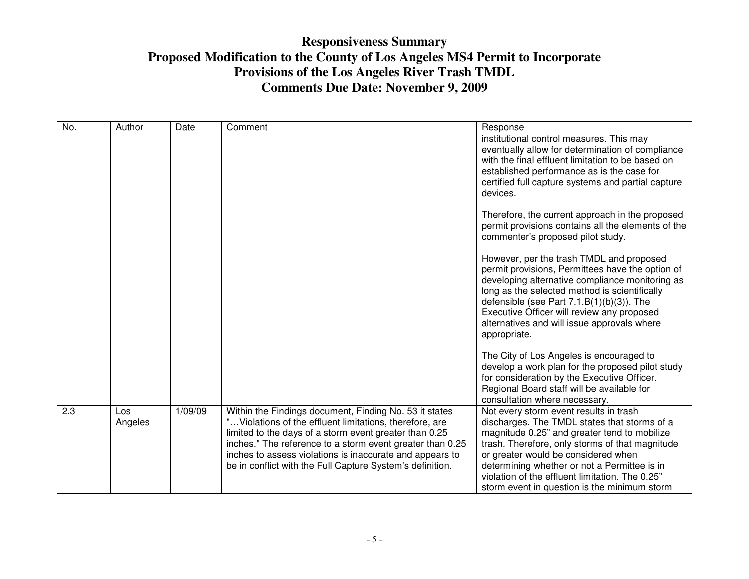# Responsiveness Summary
# Proposed Modification to the County of Los Angeles MS4 Permit to Incorporate Provisions of the Los Angeles River Trash TMDL
# Comments Due Date: November 9, 2009

| No. | Author | Date | Comment | Response |
|---|---|---|---|---|
| | | | | institutional control measures. This may eventually allow for determination of compliance with the final effluent limitation to be based on established performance as is the case for certified full capture systems and partial capture devices.<br><br>Therefore, the current approach in the proposed permit provisions contains all the elements of the commenter's proposed pilot study.<br><br>However, per the trash TMDL and proposed permit provisions, Permittees have the option of developing alternative compliance monitoring as long as the selected method is scientifically defensible (see Part 7.1.B(1)(b)(3)). The Executive Officer will review any proposed alternatives and will issue approvals where appropriate.<br><br>The City of Los Angeles is encouraged to develop a work plan for the proposed pilot study for consideration by the Executive Officer. Regional Board staff will be available for consultation where necessary. |
| 2.3 | Los Angeles | 1/09/09 | Within the Findings document, Finding No. 53 it states "…Violations of the effluent limitations, therefore, are limited to the days of a storm event greater than 0.25 inches." The reference to a storm event greater than 0.25 inches to assess violations is inaccurate and appears to be in conflict with the Full Capture System's definition. | Not every storm event results in trash discharges. The TMDL states that storms of a magnitude 0.25" and greater tend to mobilize trash. Therefore, only storms of that magnitude or greater would be considered when determining whether or not a Permittee is in violation of the effluent limitation. The 0.25" storm event in question is the minimum storm |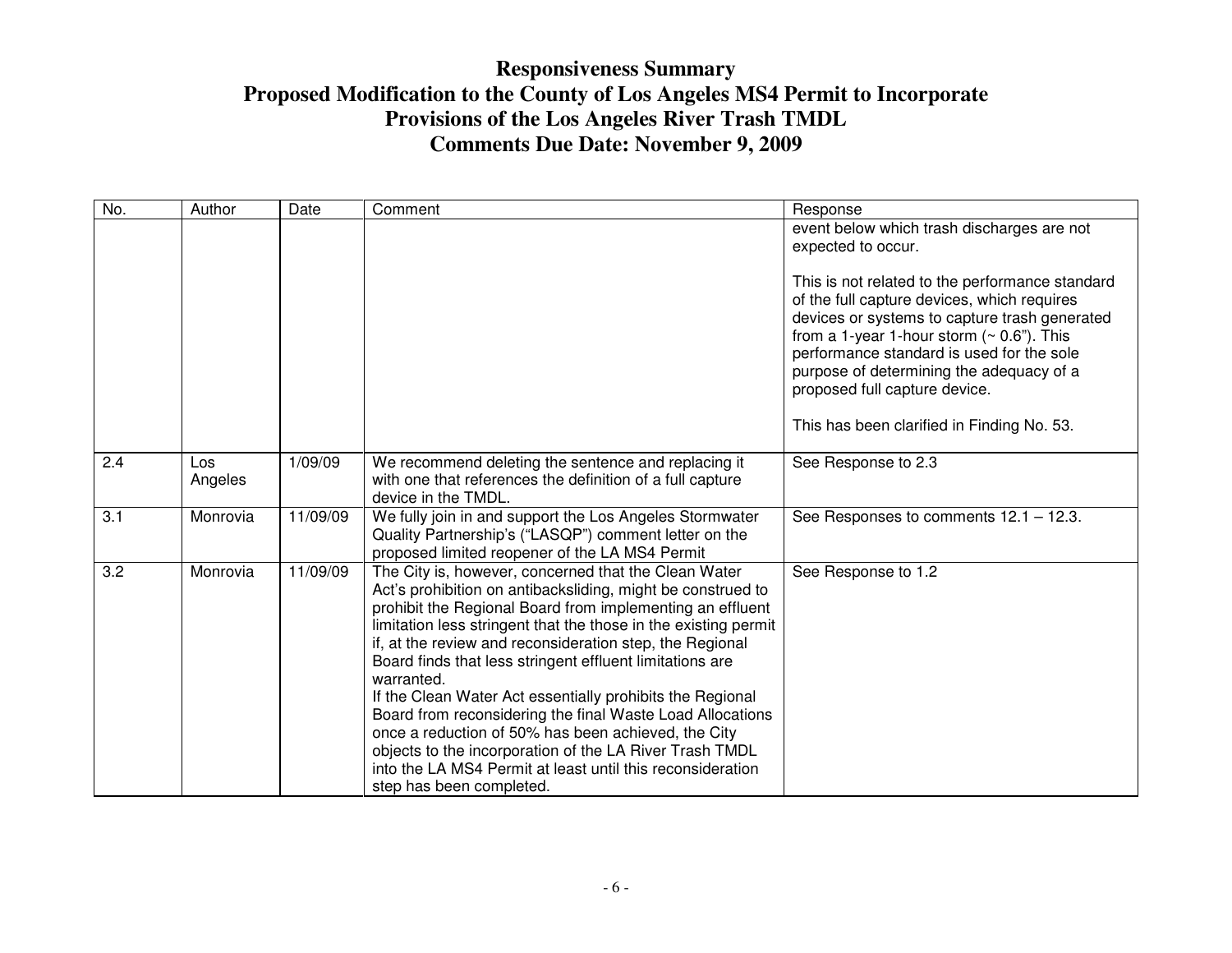# Responsiveness Summary
# Proposed Modification to the County of Los Angeles MS4 Permit to Incorporate Provisions of the Los Angeles River Trash TMDL
# Comments Due Date: November 9, 2009

| No. | Author | Date | Comment | Response |
|---|---|---|---|---|
| | | | | event below which trash discharges are not expected to occur.<br><br>This is not related to the performance standard of the full capture devices, which requires devices or systems to capture trash generated from a 1-year 1-hour storm (~ 0.6"). This performance standard is used for the sole purpose of determining the adequacy of a proposed full capture device.<br><br>This has been clarified in Finding No. 53. |
| 2.4 | Los Angeles | 1/09/09 | We recommend deleting the sentence and replacing it with one that references the definition of a full capture device in the TMDL. | See Response to 2.3 |
| 3.1 | Monrovia | 11/09/09 | We fully join in and support the Los Angeles Stormwater Quality Partnership's ("LASQP") comment letter on the proposed limited reopener of the LA MS4 Permit | See Responses to comments 12.1 – 12.3. |
| 3.2 | Monrovia | 11/09/09 | The City is, however, concerned that the Clean Water Act's prohibition on antibacksliding, might be construed to prohibit the Regional Board from implementing an effluent limitation less stringent that the those in the existing permit if, at the review and reconsideration step, the Regional Board finds that less stringent effluent limitations are warranted.<br>If the Clean Water Act essentially prohibits the Regional Board from reconsidering the final Waste Load Allocations once a reduction of 50% has been achieved, the City objects to the incorporation of the LA River Trash TMDL into the LA MS4 Permit at least until this reconsideration step has been completed. | See Response to 1.2 |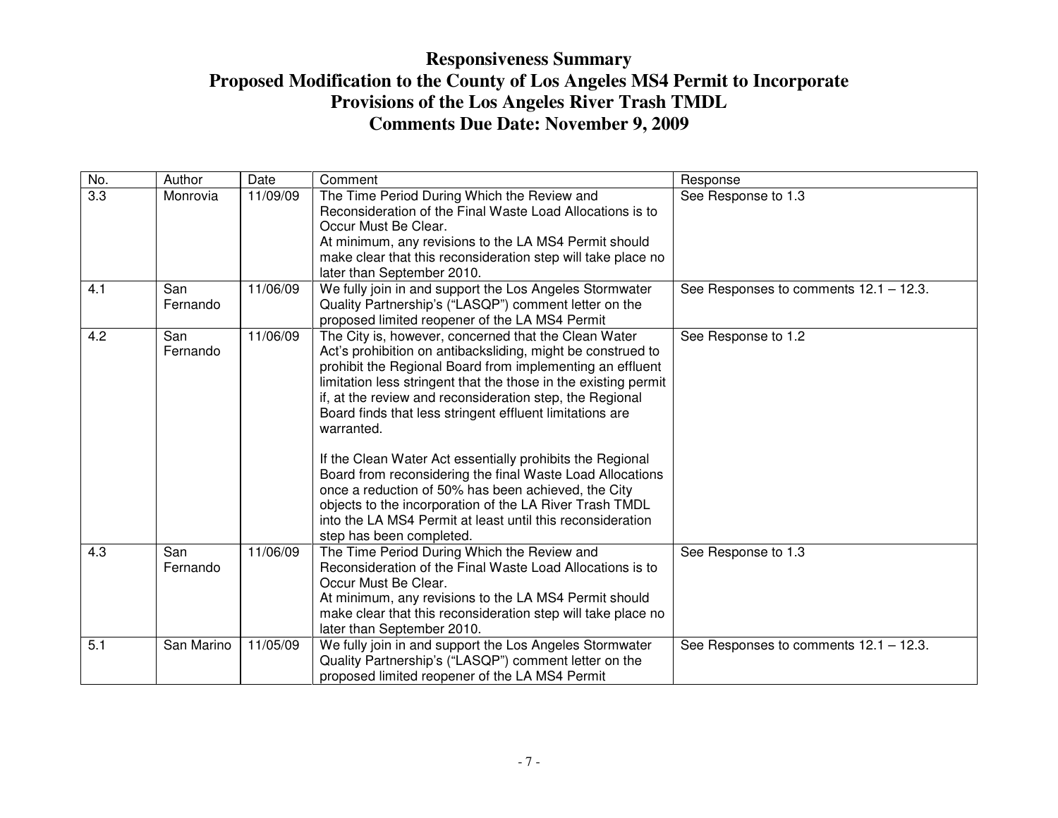# Responsiveness Summary
# Proposed Modification to the County of Los Angeles MS4 Permit to Incorporate Provisions of the Los Angeles River Trash TMDL
# Comments Due Date: November 9, 2009

| No. | Author | Date | Comment | Response |
|---|---|---|---|---|
| 3.3 | Monrovia | 11/09/09 | The Time Period During Which the Review and Reconsideration of the Final Waste Load Allocations is to Occur Must Be Clear.<br>At minimum, any revisions to the LA MS4 Permit should make clear that this reconsideration step will take place no later than September 2010. | See Response to 1.3 |
| 4.1 | San Fernando | 11/06/09 | We fully join in and support the Los Angeles Stormwater Quality Partnership's ("LASQP") comment letter on the proposed limited reopener of the LA MS4 Permit | See Responses to comments 12.1 – 12.3. |
| 4.2 | San Fernando | 11/06/09 | The City is, however, concerned that the Clean Water Act's prohibition on antibacksliding, might be construed to prohibit the Regional Board from implementing an effluent limitation less stringent that the those in the existing permit if, at the review and reconsideration step, the Regional Board finds that less stringent effluent limitations are warranted.<br><br>If the Clean Water Act essentially prohibits the Regional Board from reconsidering the final Waste Load Allocations once a reduction of 50% has been achieved, the City objects to the incorporation of the LA River Trash TMDL into the LA MS4 Permit at least until this reconsideration step has been completed. | See Response to 1.2 |
| 4.3 | San Fernando | 11/06/09 | The Time Period During Which the Review and Reconsideration of the Final Waste Load Allocations is to Occur Must Be Clear.<br>At minimum, any revisions to the LA MS4 Permit should make clear that this reconsideration step will take place no later than September 2010. | See Response to 1.3 |
| 5.1 | San Marino | 11/05/09 | We fully join in and support the Los Angeles Stormwater Quality Partnership's ("LASQP") comment letter on the proposed limited reopener of the LA MS4 Permit | See Responses to comments 12.1 – 12.3. |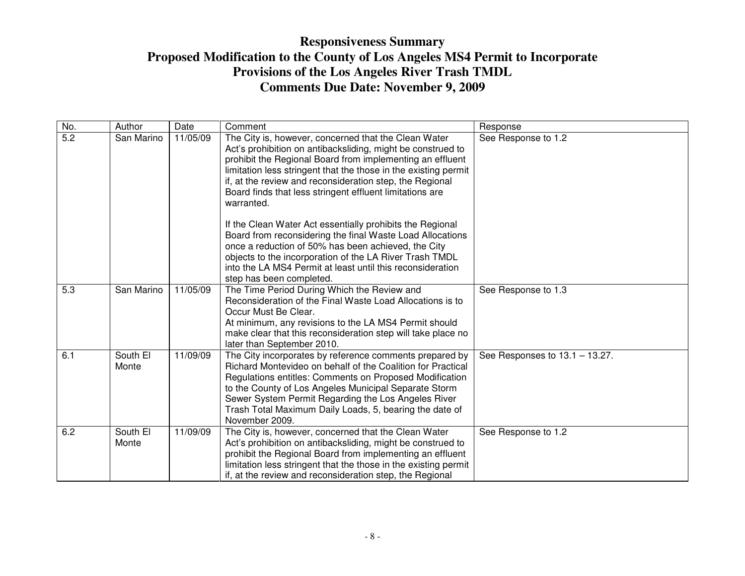# Responsiveness Summary
# Proposed Modification to the County of Los Angeles MS4 Permit to Incorporate Provisions of the Los Angeles River Trash TMDL
# Comments Due Date: November 9, 2009

| No. | Author | Date | Comment | Response |
|---|---|---|---|---|
| 5.2 | San Marino | 11/05/09 | The City is, however, concerned that the Clean Water Act's prohibition on antibacksliding, might be construed to prohibit the Regional Board from implementing an effluent limitation less stringent that the those in the existing permit if, at the review and reconsideration step, the Regional Board finds that less stringent effluent limitations are warranted.<br><br>If the Clean Water Act essentially prohibits the Regional Board from reconsidering the final Waste Load Allocations once a reduction of 50% has been achieved, the City objects to the incorporation of the LA River Trash TMDL into the LA MS4 Permit at least until this reconsideration step has been completed. | See Response to 1.2 |
| 5.3 | San Marino | 11/05/09 | The Time Period During Which the Review and Reconsideration of the Final Waste Load Allocations is to Occur Must Be Clear.<br>At minimum, any revisions to the LA MS4 Permit should make clear that this reconsideration step will take place no later than September 2010. | See Response to 1.3 |
| 6.1 | South El Monte | 11/09/09 | The City incorporates by reference comments prepared by Richard Montevideo on behalf of the Coalition for Practical Regulations entitles: Comments on Proposed Modification to the County of Los Angeles Municipal Separate Storm Sewer System Permit Regarding the Los Angeles River Trash Total Maximum Daily Loads, 5, bearing the date of November 2009. | See Responses to 13.1 – 13.27. |
| 6.2 | South El Monte | 11/09/09 | The City is, however, concerned that the Clean Water Act's prohibition on antibacksliding, might be construed to prohibit the Regional Board from implementing an effluent limitation less stringent that the those in the existing permit if, at the review and reconsideration step, the Regional | See Response to 1.2 |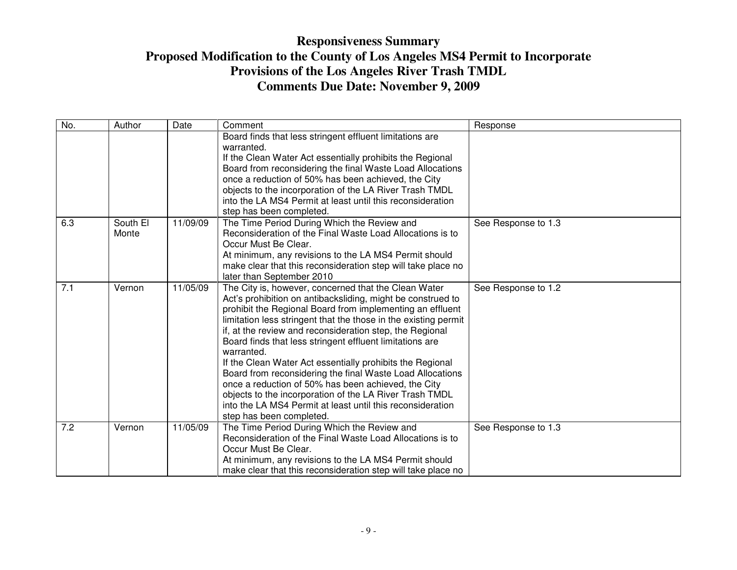# Responsiveness Summary

# Proposed Modification to the County of Los Angeles MS4 Permit to Incorporate Provisions of the Los Angeles River Trash TMDL

# Comments Due Date: November 9, 2009

| No. | Author | Date | Comment | Response |
|---|---|---|---|---|
| | | | Board finds that less stringent effluent limitations are warranted.<br>If the Clean Water Act essentially prohibits the Regional Board from reconsidering the final Waste Load Allocations once a reduction of 50% has been achieved, the City objects to the incorporation of the LA River Trash TMDL into the LA MS4 Permit at least until this reconsideration step has been completed. | |
| 6.3 | South El Monte | 11/09/09 | The Time Period During Which the Review and Reconsideration of the Final Waste Load Allocations is to Occur Must Be Clear.<br>At minimum, any revisions to the LA MS4 Permit should make clear that this reconsideration step will take place no later than September 2010 | See Response to 1.3 |
| 7.1 | Vernon | 11/05/09 | The City is, however, concerned that the Clean Water Act's prohibition on antibacksliding, might be construed to prohibit the Regional Board from implementing an effluent limitation less stringent that the those in the existing permit if, at the review and reconsideration step, the Regional Board finds that less stringent effluent limitations are warranted.<br>If the Clean Water Act essentially prohibits the Regional Board from reconsidering the final Waste Load Allocations once a reduction of 50% has been achieved, the City objects to the incorporation of the LA River Trash TMDL into the LA MS4 Permit at least until this reconsideration step has been completed. | See Response to 1.2 |
| 7.2 | Vernon | 11/05/09 | The Time Period During Which the Review and Reconsideration of the Final Waste Load Allocations is to Occur Must Be Clear.<br>At minimum, any revisions to the LA MS4 Permit should make clear that this reconsideration step will take place no | See Response to 1.3 |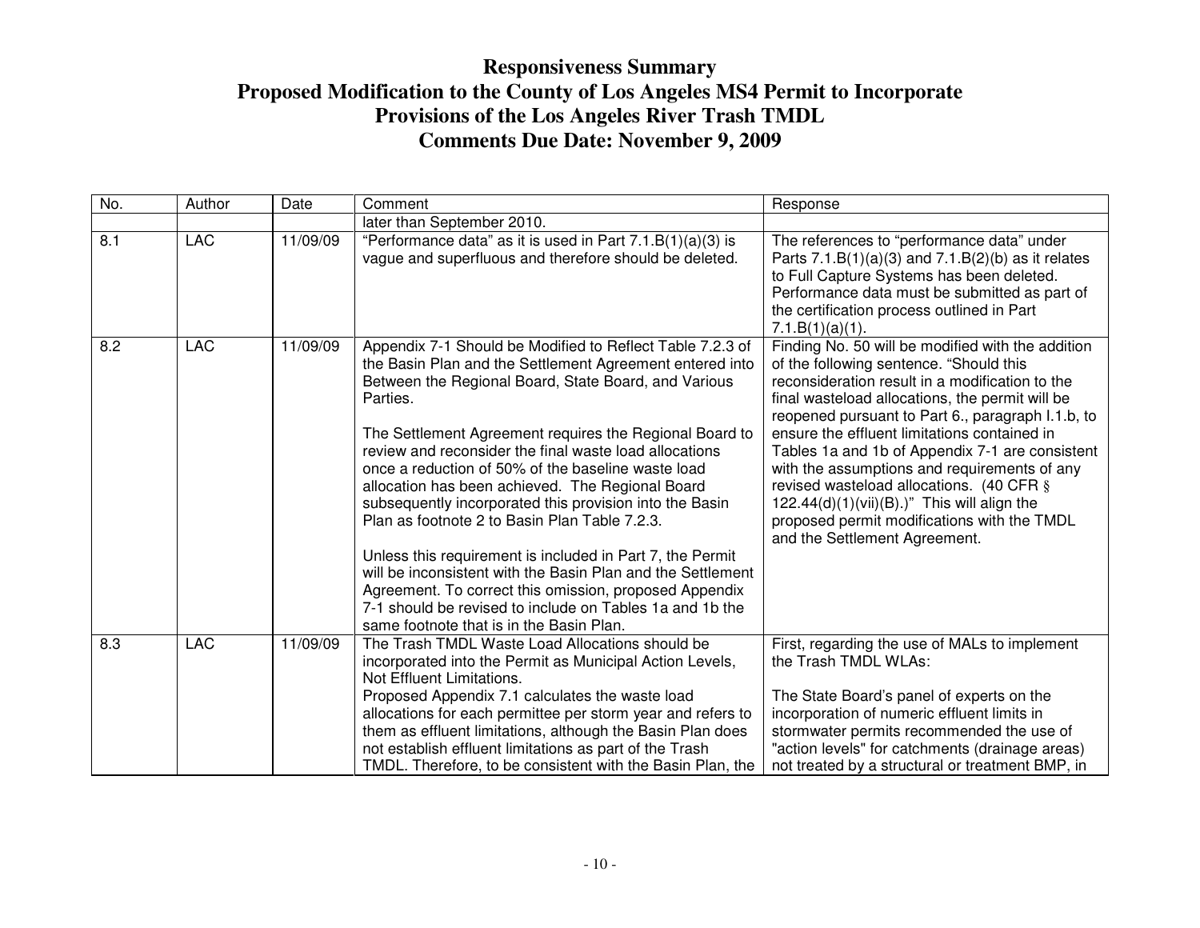# Responsiveness Summary
# Proposed Modification to the County of Los Angeles MS4 Permit to Incorporate Provisions of the Los Angeles River Trash TMDL
# Comments Due Date: November 9, 2009

| No. | Author | Date | Comment | Response |
|---|---|---|---|---|
| | | | later than September 2010. | |
| 8.1 | LAC | 11/09/09 | "Performance data" as it is used in Part 7.1.B(1)(a)(3) is vague and superfluous and therefore should be deleted. | The references to "performance data" under Parts 7.1.B(1)(a)(3) and 7.1.B(2)(b) as it relates to Full Capture Systems has been deleted. Performance data must be submitted as part of the certification process outlined in Part 7.1.B(1)(a)(1). |
| 8.2 | LAC | 11/09/09 | Appendix 7-1 Should be Modified to Reflect Table 7.2.3 of the Basin Plan and the Settlement Agreement entered into Between the Regional Board, State Board, and Various Parties.<br><br>The Settlement Agreement requires the Regional Board to review and reconsider the final waste load allocations once a reduction of 50% of the baseline waste load allocation has been achieved. The Regional Board subsequently incorporated this provision into the Basin Plan as footnote 2 to Basin Plan Table 7.2.3.<br><br>Unless this requirement is included in Part 7, the Permit will be inconsistent with the Basin Plan and the Settlement Agreement. To correct this omission, proposed Appendix 7-1 should be revised to include on Tables 1a and 1b the same footnote that is in the Basin Plan. | Finding No. 50 will be modified with the addition of the following sentence. "Should this reconsideration result in a modification to the final wasteload allocations, the permit will be reopened pursuant to Part 6., paragraph I.1.b, to ensure the effluent limitations contained in Tables 1a and 1b of Appendix 7-1 are consistent with the assumptions and requirements of any revised wasteload allocations. (40 CFR § 122.44(d)(1)(vii)(B).)" This will align the proposed permit modifications with the TMDL and the Settlement Agreement. |
| 8.3 | LAC | 11/09/09 | The Trash TMDL Waste Load Allocations should be incorporated into the Permit as Municipal Action Levels, Not Effluent Limitations.<br>Proposed Appendix 7.1 calculates the waste load allocations for each permittee per storm year and refers to them as effluent limitations, although the Basin Plan does not establish effluent limitations as part of the Trash TMDL. Therefore, to be consistent with the Basin Plan, the | First, regarding the use of MALs to implement the Trash TMDL WLAs:<br><br>The State Board's panel of experts on the incorporation of numeric effluent limits in stormwater permits recommended the use of "action levels" for catchments (drainage areas) not treated by a structural or treatment BMP, in |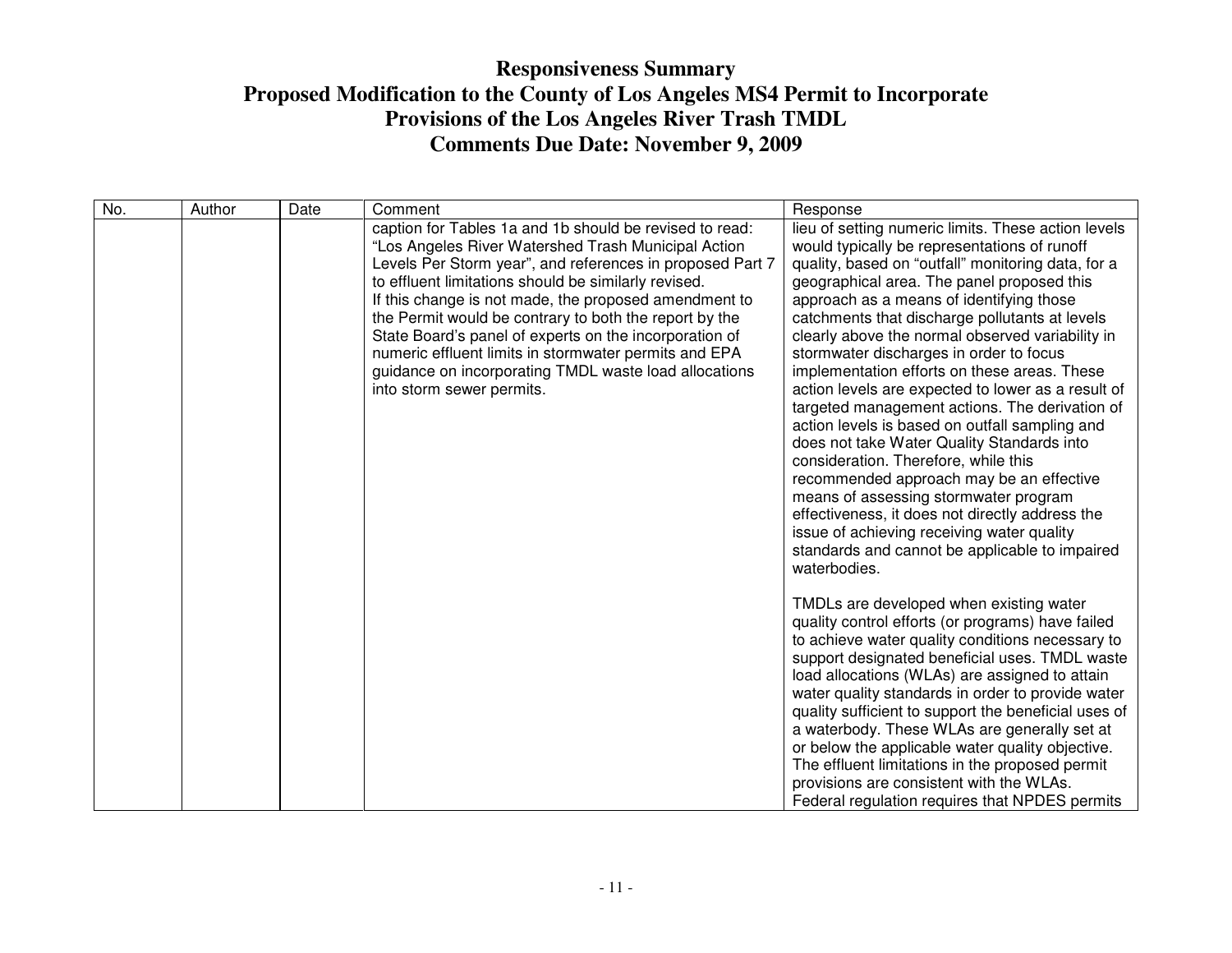# Responsiveness Summary
# Proposed Modification to the County of Los Angeles MS4 Permit to Incorporate Provisions of the Los Angeles River Trash TMDL
# Comments Due Date: November 9, 2009

| No. | Author | Date | Comment | Response |
|---|---|---|---|---|
| | | | caption for Tables 1a and 1b should be revised to read: "Los Angeles River Watershed Trash Municipal Action Levels Per Storm year", and references in proposed Part 7 to effluent limitations should be similarly revised. If this change is not made, the proposed amendment to the Permit would be contrary to both the report by the State Board's panel of experts on the incorporation of numeric effluent limits in stormwater permits and EPA guidance on incorporating TMDL waste load allocations into storm sewer permits. | lieu of setting numeric limits. These action levels would typically be representations of runoff quality, based on "outfall" monitoring data, for a geographical area. The panel proposed this approach as a means of identifying those catchments that discharge pollutants at levels clearly above the normal observed variability in stormwater discharges in order to focus implementation efforts on these areas. These action levels are expected to lower as a result of targeted management actions. The derivation of action levels is based on outfall sampling and does not take Water Quality Standards into consideration. Therefore, while this recommended approach may be an effective means of assessing stormwater program effectiveness, it does not directly address the issue of achieving receiving water quality standards and cannot be applicable to impaired waterbodies.<br><br>TMDLs are developed when existing water quality control efforts (or programs) have failed to achieve water quality conditions necessary to support designated beneficial uses. TMDL waste load allocations (WLAs) are assigned to attain water quality standards in order to provide water quality sufficient to support the beneficial uses of a waterbody. These WLAs are generally set at or below the applicable water quality objective. The effluent limitations in the proposed permit provisions are consistent with the WLAs. Federal regulation requires that NPDES permits |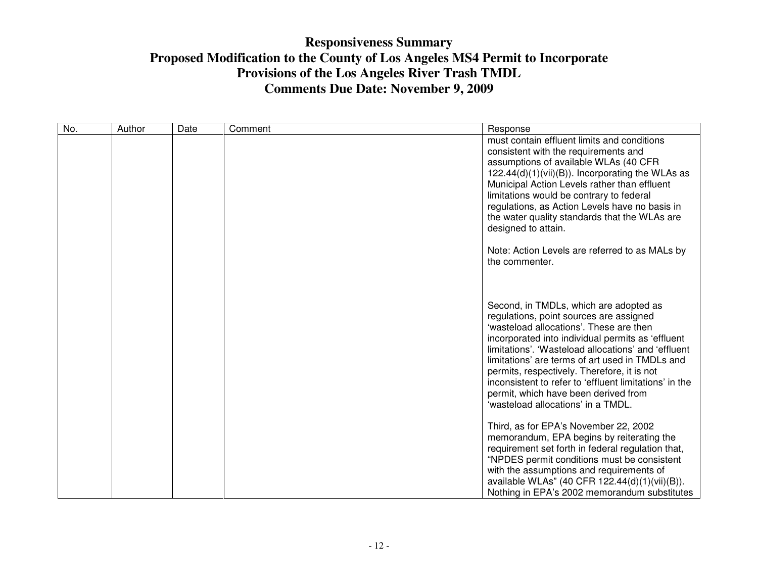# Responsiveness Summary
# Proposed Modification to the County of Los Angeles MS4 Permit to Incorporate Provisions of the Los Angeles River Trash TMDL
# Comments Due Date: November 9, 2009

| No. | Author | Date | Comment | Response |
|---|---|---|---|---|
| | | | | must contain effluent limits and conditions consistent with the requirements and assumptions of available WLAs (40 CFR 122.44(d)(1)(vii)(B)). Incorporating the WLAs as Municipal Action Levels rather than effluent limitations would be contrary to federal regulations, as Action Levels have no basis in the water quality standards that the WLAs are designed to attain.<br><br>Note: Action Levels are referred to as MALs by the commenter.<br><br>Second, in TMDLs, which are adopted as regulations, point sources are assigned 'wasteload allocations'. These are then incorporated into individual permits as 'effluent limitations'. 'Wasteload allocations' and 'effluent limitations' are terms of art used in TMDLs and permits, respectively. Therefore, it is not inconsistent to refer to 'effluent limitations' in the permit, which have been derived from 'wasteload allocations' in a TMDL.<br><br>Third, as for EPA's November 22, 2002 memorandum, EPA begins by reiterating the requirement set forth in federal regulation that, "NPDES permit conditions must be consistent with the assumptions and requirements of available WLAs" (40 CFR 122.44(d)(1)(vii)(B)). Nothing in EPA's 2002 memorandum substitutes |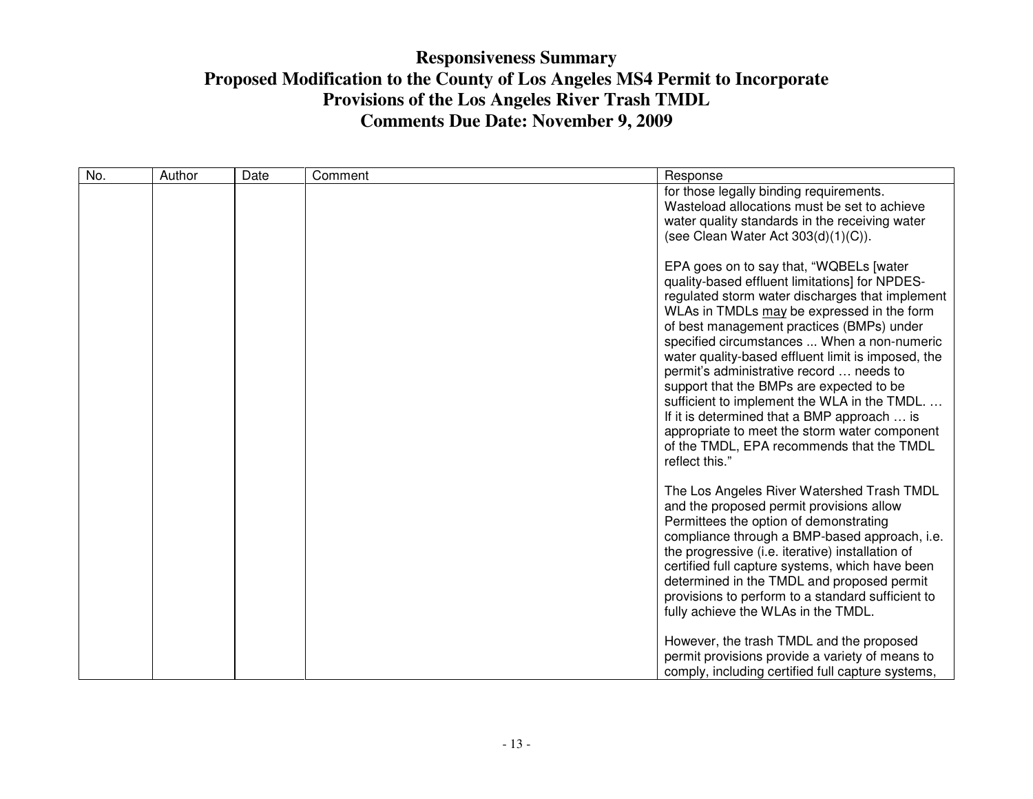# Responsiveness Summary
# Proposed Modification to the County of Los Angeles MS4 Permit to Incorporate Provisions of the Los Angeles River Trash TMDL
# Comments Due Date: November 9, 2009

| No. | Author | Date | Comment | Response |
|---|---|---|---|---|
| | | | | for those legally binding requirements. Wasteload allocations must be set to achieve water quality standards in the receiving water (see Clean Water Act 303(d)(1)(C)).<br><br>EPA goes on to say that, "WQBELs [water quality-based effluent limitations] for NPDES-regulated storm water discharges that implement WLAs in TMDLs <u>may</u> be expressed in the form of best management practices (BMPs) under specified circumstances ... When a non-numeric water quality-based effluent limit is imposed, the permit's administrative record … needs to support that the BMPs are expected to be sufficient to implement the WLA in the TMDL. … If it is determined that a BMP approach … is appropriate to meet the storm water component of the TMDL, EPA recommends that the TMDL reflect this."<br><br>The Los Angeles River Watershed Trash TMDL and the proposed permit provisions allow Permittees the option of demonstrating compliance through a BMP-based approach, i.e. the progressive (i.e. iterative) installation of certified full capture systems, which have been determined in the TMDL and proposed permit provisions to perform to a standard sufficient to fully achieve the WLAs in the TMDL.<br><br>However, the trash TMDL and the proposed permit provisions provide a variety of means to comply, including certified full capture systems, |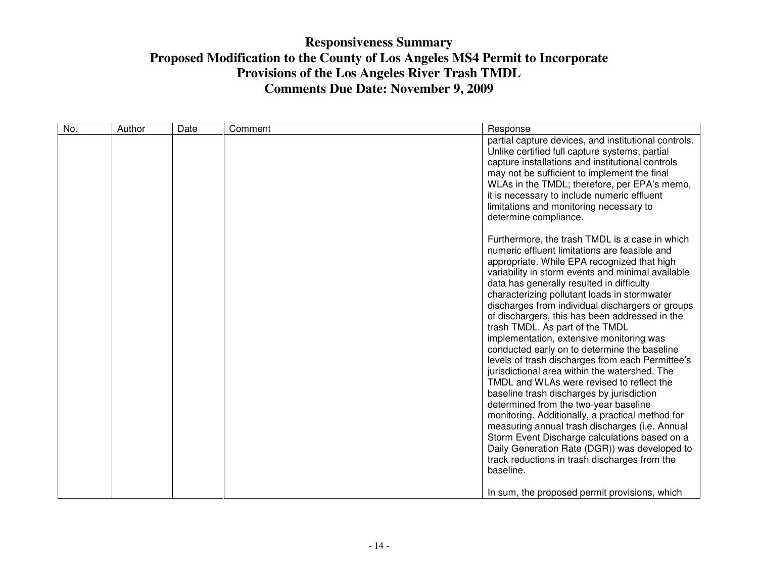# Responsiveness Summary
# Proposed Modification to the County of Los Angeles MS4 Permit to Incorporate Provisions of the Los Angeles River Trash TMDL
# Comments Due Date: November 9, 2009

| No. | Author | Date | Comment | Response |
|---|---|---|---|---|
| | | | | partial capture devices, and institutional controls. Unlike certified full capture systems, partial capture installations and institutional controls may not be sufficient to implement the final WLAs in the TMDL; therefore, per EPA's memo, it is necessary to include numeric effluent limitations and monitoring necessary to determine compliance.<br><br>Furthermore, the trash TMDL is a case in which numeric effluent limitations are feasible and appropriate. While EPA recognized that high variability in storm events and minimal available data has generally resulted in difficulty characterizing pollutant loads in stormwater discharges from individual dischargers or groups of dischargers, this has been addressed in the trash TMDL. As part of the TMDL implementation, extensive monitoring was conducted early on to determine the baseline levels of trash discharges from each Permittee's jurisdictional area within the watershed. The TMDL and WLAs were revised to reflect the baseline trash discharges by jurisdiction determined from the two-year baseline monitoring. Additionally, a practical method for measuring annual trash discharges (i.e. Annual Storm Event Discharge calculations based on a Daily Generation Rate (DGR)) was developed to track reductions in trash discharges from the baseline.<br><br>In sum, the proposed permit provisions, which |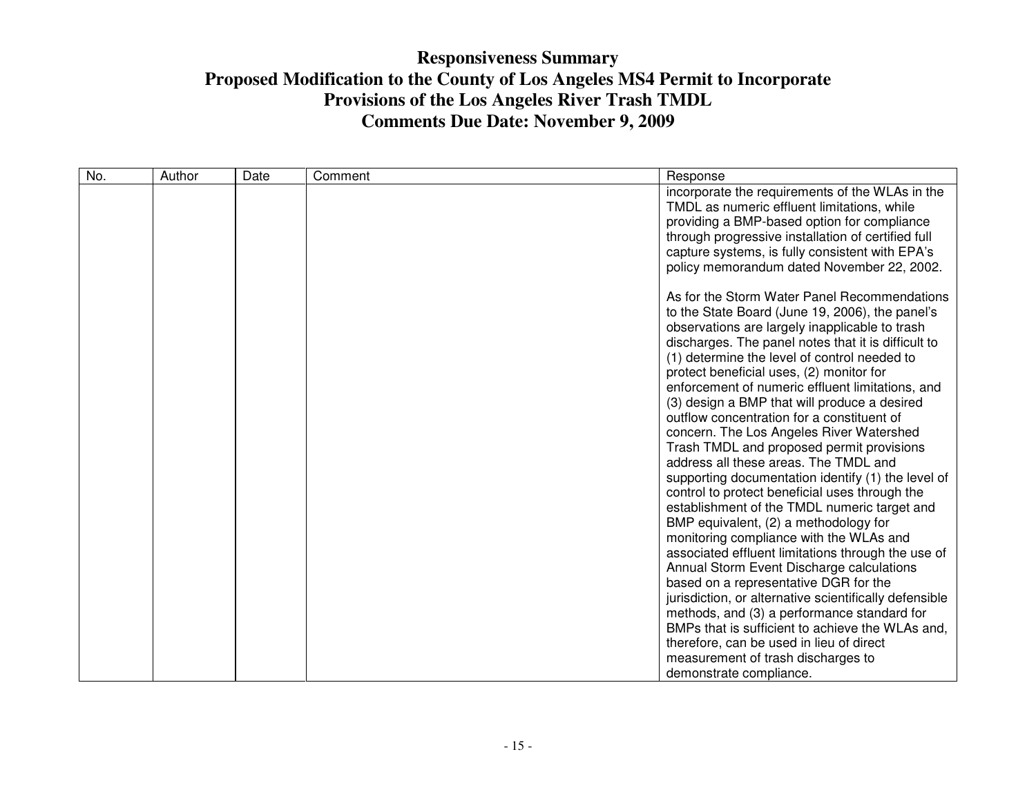# Responsiveness Summary
# Proposed Modification to the County of Los Angeles MS4 Permit to Incorporate Provisions of the Los Angeles River Trash TMDL
# Comments Due Date: November 9, 2009

| No. | Author | Date | Comment | Response |
| --- | --- | --- | --- | --- |
| | | | | incorporate the requirements of the WLAs in the TMDL as numeric effluent limitations, while providing a BMP-based option for compliance through progressive installation of certified full capture systems, is fully consistent with EPA's policy memorandum dated November 22, 2002.<br><br>As for the Storm Water Panel Recommendations to the State Board (June 19, 2006), the panel's observations are largely inapplicable to trash discharges. The panel notes that it is difficult to (1) determine the level of control needed to protect beneficial uses, (2) monitor for enforcement of numeric effluent limitations, and (3) design a BMP that will produce a desired outflow concentration for a constituent of concern. The Los Angeles River Watershed Trash TMDL and proposed permit provisions address all these areas. The TMDL and supporting documentation identify (1) the level of control to protect beneficial uses through the establishment of the TMDL numeric target and BMP equivalent, (2) a methodology for monitoring compliance with the WLAs and associated effluent limitations through the use of Annual Storm Event Discharge calculations based on a representative DGR for the jurisdiction, or alternative scientifically defensible methods, and (3) a performance standard for BMPs that is sufficient to achieve the WLAs and, therefore, can be used in lieu of direct measurement of trash discharges to demonstrate compliance. |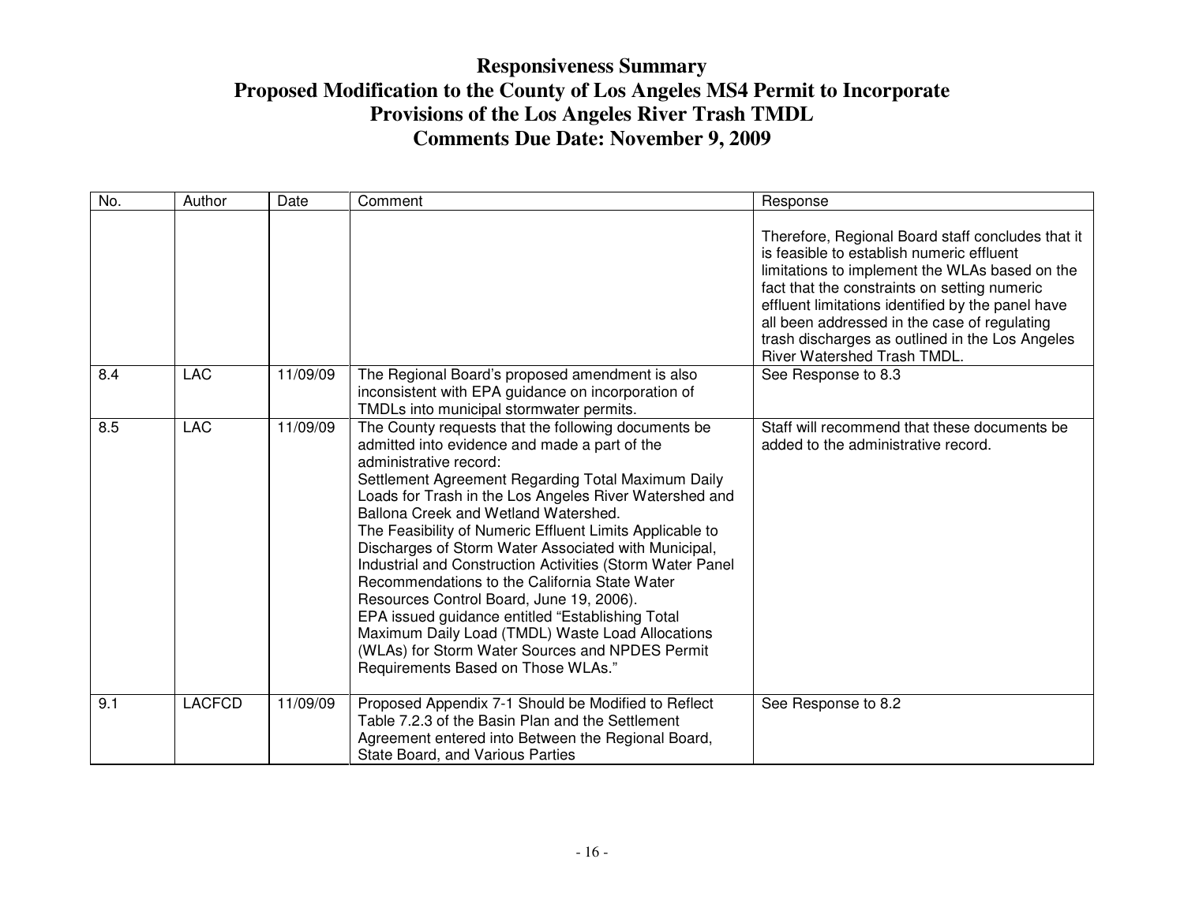# Responsiveness Summary
# Proposed Modification to the County of Los Angeles MS4 Permit to Incorporate Provisions of the Los Angeles River Trash TMDL
# Comments Due Date: November 9, 2009

| No. | Author | Date | Comment | Response |
|---|---|---|---|---|
| | | | | Therefore, Regional Board staff concludes that it is feasible to establish numeric effluent limitations to implement the WLAs based on the fact that the constraints on setting numeric effluent limitations identified by the panel have all been addressed in the case of regulating trash discharges as outlined in the Los Angeles River Watershed Trash TMDL. |
| 8.4 | LAC | 11/09/09 | The Regional Board's proposed amendment is also inconsistent with EPA guidance on incorporation of TMDLs into municipal stormwater permits. | See Response to 8.3 |
| 8.5 | LAC | 11/09/09 | The County requests that the following documents be admitted into evidence and made a part of the administrative record:<br>Settlement Agreement Regarding Total Maximum Daily Loads for Trash in the Los Angeles River Watershed and Ballona Creek and Wetland Watershed.<br>The Feasibility of Numeric Effluent Limits Applicable to Discharges of Storm Water Associated with Municipal, Industrial and Construction Activities (Storm Water Panel Recommendations to the California State Water Resources Control Board, June 19, 2006).<br>EPA issued guidance entitled "Establishing Total Maximum Daily Load (TMDL) Waste Load Allocations (WLAs) for Storm Water Sources and NPDES Permit Requirements Based on Those WLAs." | Staff will recommend that these documents be added to the administrative record. |
| 9.1 | LACFCD | 11/09/09 | Proposed Appendix 7-1 Should be Modified to Reflect Table 7.2.3 of the Basin Plan and the Settlement Agreement entered into Between the Regional Board, State Board, and Various Parties | See Response to 8.2 |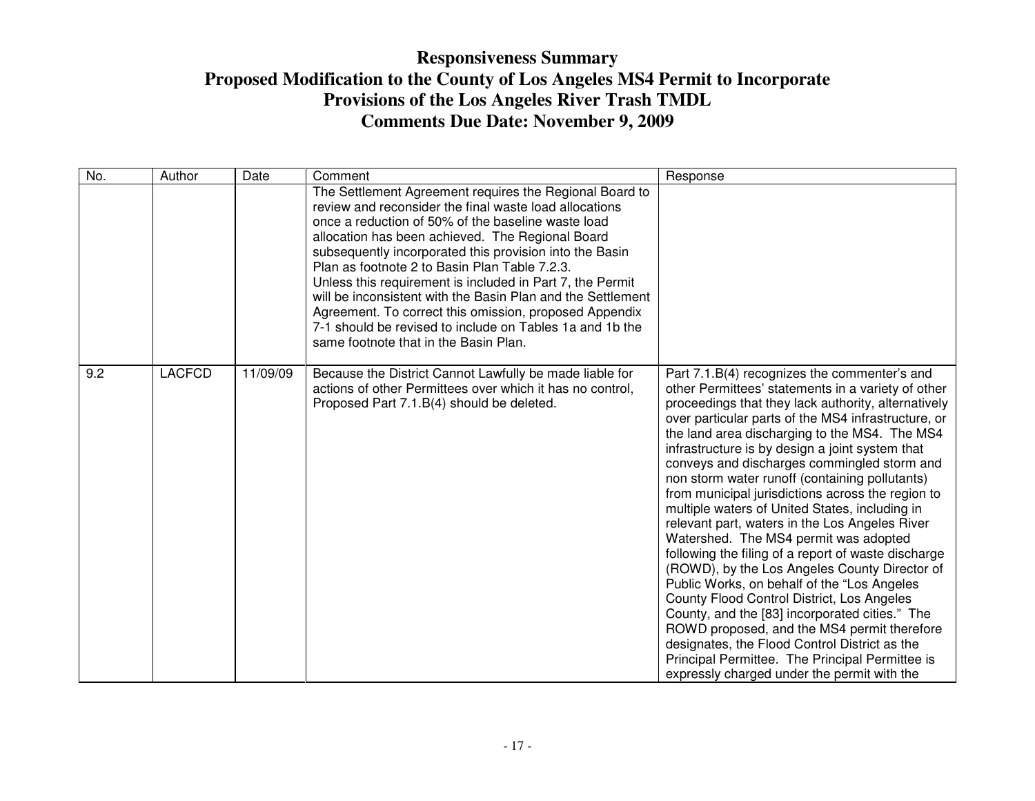# Responsiveness Summary
# Proposed Modification to the County of Los Angeles MS4 Permit to Incorporate Provisions of the Los Angeles River Trash TMDL
# Comments Due Date: November 9, 2009

| No. | Author | Date | Comment | Response |
|---|---|---|---|---|
| | | | The Settlement Agreement requires the Regional Board to review and reconsider the final waste load allocations once a reduction of 50% of the baseline waste load allocation has been achieved. The Regional Board subsequently incorporated this provision into the Basin Plan as footnote 2 to Basin Plan Table 7.2.3.<br>Unless this requirement is included in Part 7, the Permit will be inconsistent with the Basin Plan and the Settlement Agreement. To correct this omission, proposed Appendix 7-1 should be revised to include on Tables 1a and 1b the same footnote that in the Basin Plan. | |
| 9.2 | LACFCD | 11/09/09 | Because the District Cannot Lawfully be made liable for actions of other Permittees over which it has no control, Proposed Part 7.1.B(4) should be deleted. | Part 7.1.B(4) recognizes the commenter's and other Permittees' statements in a variety of other proceedings that they lack authority, alternatively over particular parts of the MS4 infrastructure, or the land area discharging to the MS4. The MS4 infrastructure is by design a joint system that conveys and discharges commingled storm and non storm water runoff (containing pollutants) from municipal jurisdictions across the region to multiple waters of United States, including in relevant part, waters in the Los Angeles River Watershed. The MS4 permit was adopted following the filing of a report of waste discharge (ROWD), by the Los Angeles County Director of Public Works, on behalf of the "Los Angeles County Flood Control District, Los Angeles County, and the [83] incorporated cities." The ROWD proposed, and the MS4 permit therefore designates, the Flood Control District as the Principal Permittee. The Principal Permittee is expressly charged under the permit with the |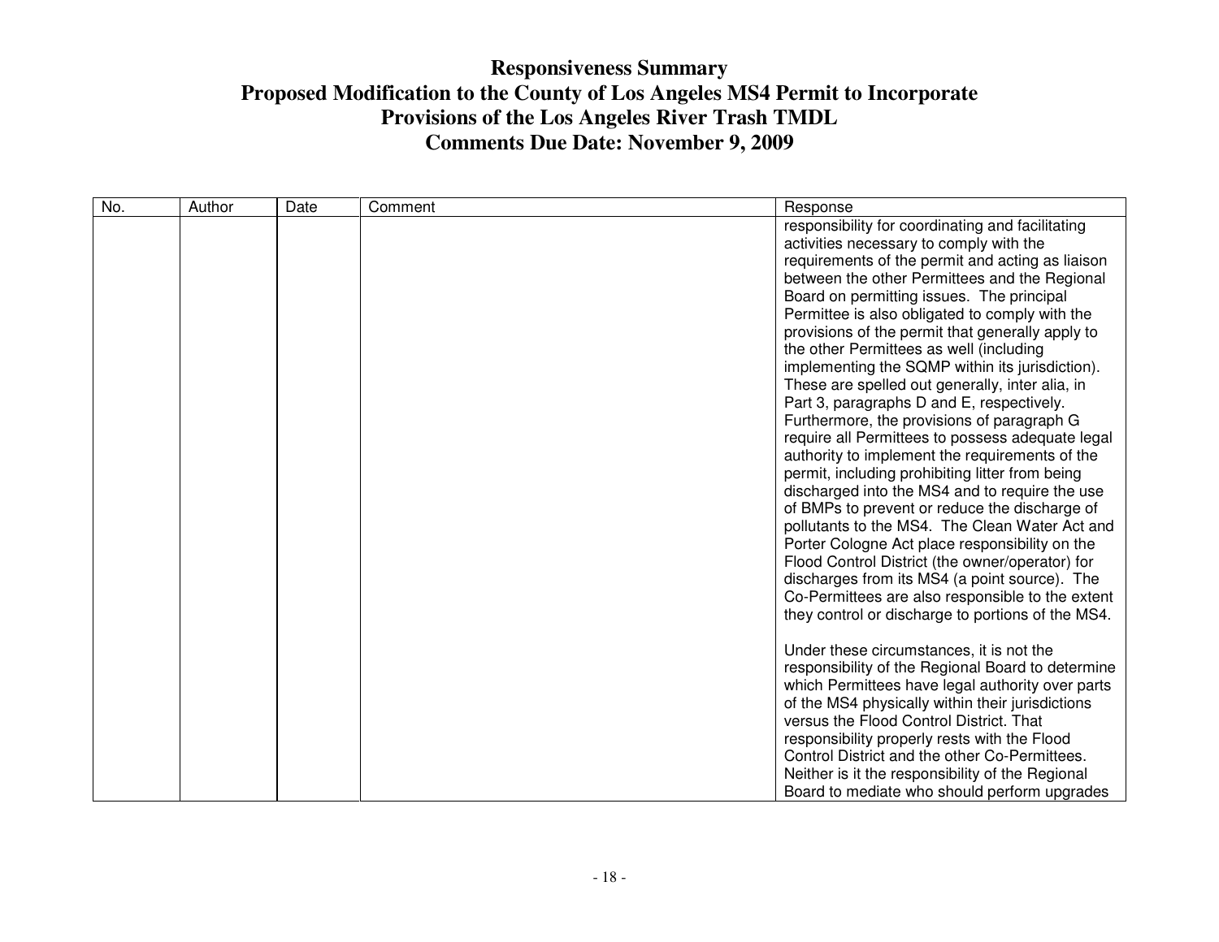# Responsiveness Summary
## Proposed Modification to the County of Los Angeles MS4 Permit to Incorporate Provisions of the Los Angeles River Trash TMDL
## Comments Due Date: November 9, 2009

| No. | Author | Date | Comment | Response |
|---|---|---|---|---|
| | | | | responsibility for coordinating and facilitating activities necessary to comply with the requirements of the permit and acting as liaison between the other Permittees and the Regional Board on permitting issues. The principal Permittee is also obligated to comply with the provisions of the permit that generally apply to the other Permittees as well (including implementing the SQMP within its jurisdiction). These are spelled out generally, inter alia, in Part 3, paragraphs D and E, respectively. Furthermore, the provisions of paragraph G require all Permittees to possess adequate legal authority to implement the requirements of the permit, including prohibiting litter from being discharged into the MS4 and to require the use of BMPs to prevent or reduce the discharge of pollutants to the MS4. The Clean Water Act and Porter Cologne Act place responsibility on the Flood Control District (the owner/operator) for discharges from its MS4 (a point source). The Co-Permittees are also responsible to the extent they control or discharge to portions of the MS4.<br><br>Under these circumstances, it is not the responsibility of the Regional Board to determine which Permittees have legal authority over parts of the MS4 physically within their jurisdictions versus the Flood Control District. That responsibility properly rests with the Flood Control District and the other Co-Permittees. Neither is it the responsibility of the Regional Board to mediate who should perform upgrades |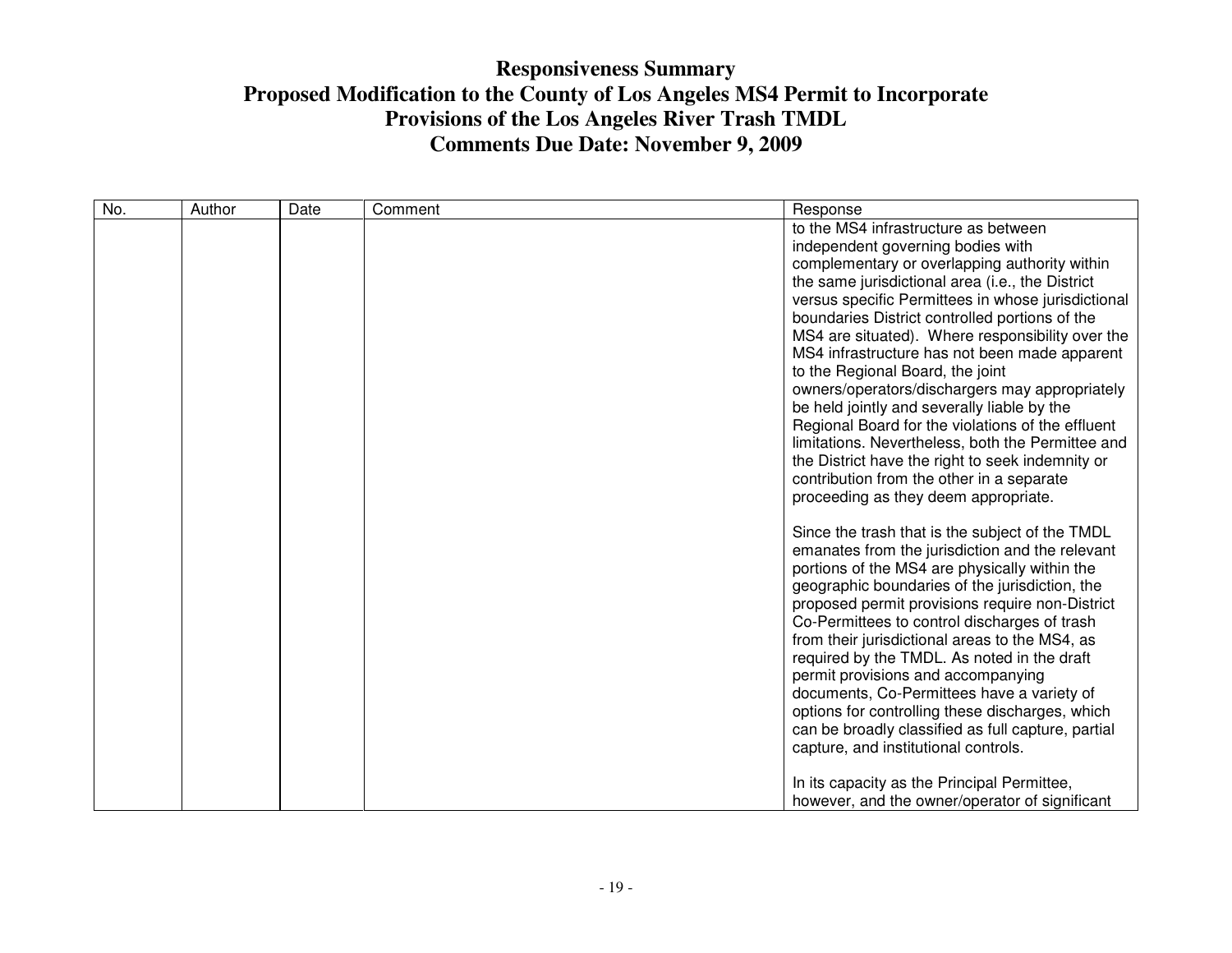# Responsiveness Summary
## Proposed Modification to the County of Los Angeles MS4 Permit to Incorporate Provisions of the Los Angeles River Trash TMDL
## Comments Due Date: November 9, 2009

| No. | Author | Date | Comment | Response |
|---|---|---|---|---|
| | | | | to the MS4 infrastructure as between independent governing bodies with complementary or overlapping authority within the same jurisdictional area (i.e., the District versus specific Permittees in whose jurisdictional boundaries District controlled portions of the MS4 are situated). Where responsibility over the MS4 infrastructure has not been made apparent to the Regional Board, the joint owners/operators/dischargers may appropriately be held jointly and severally liable by the Regional Board for the violations of the effluent limitations. Nevertheless, both the Permittee and the District have the right to seek indemnity or contribution from the other in a separate proceeding as they deem appropriate.<br><br>Since the trash that is the subject of the TMDL emanates from the jurisdiction and the relevant portions of the MS4 are physically within the geographic boundaries of the jurisdiction, the proposed permit provisions require non-District Co-Permittees to control discharges of trash from their jurisdictional areas to the MS4, as required by the TMDL. As noted in the draft permit provisions and accompanying documents, Co-Permittees have a variety of options for controlling these discharges, which can be broadly classified as full capture, partial capture, and institutional controls.<br><br>In its capacity as the Principal Permittee, however, and the owner/operator of significant |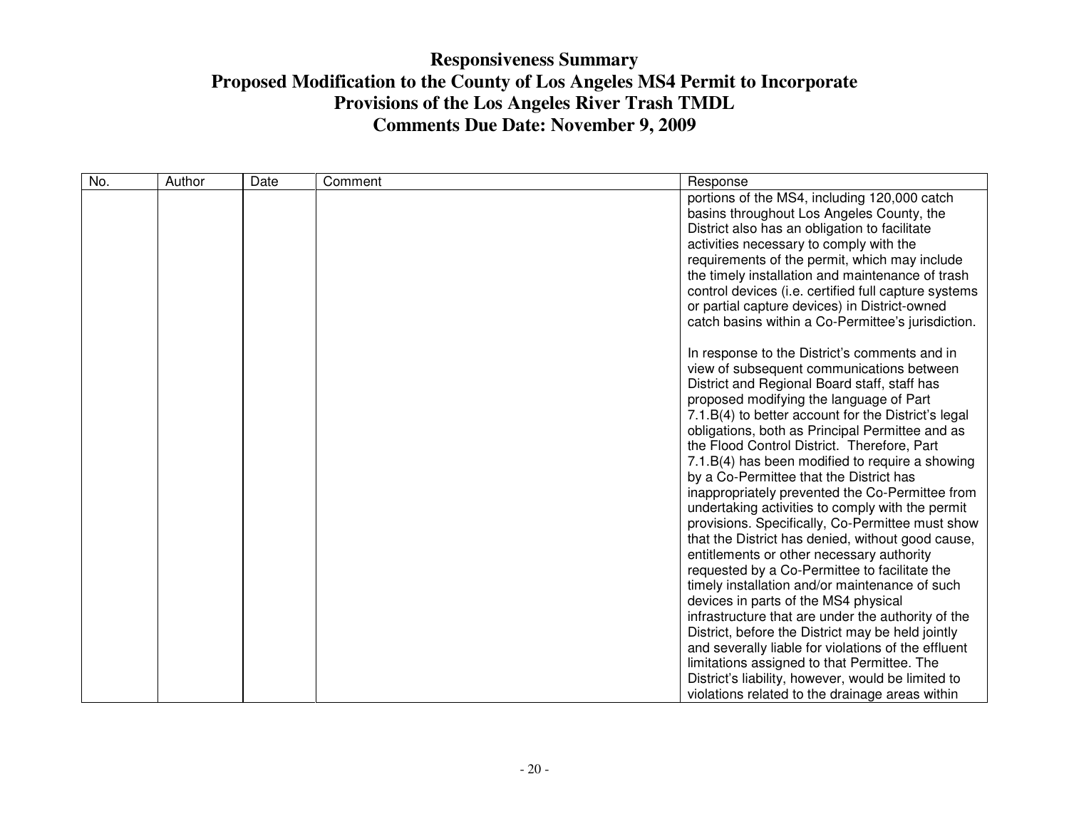# Responsiveness Summary
# Proposed Modification to the County of Los Angeles MS4 Permit to Incorporate Provisions of the Los Angeles River Trash TMDL
# Comments Due Date: November 9, 2009

| No. | Author | Date | Comment | Response |
| --- | --- | --- | --- | --- |
| | | | | portions of the MS4, including 120,000 catch basins throughout Los Angeles County, the District also has an obligation to facilitate activities necessary to comply with the requirements of the permit, which may include the timely installation and maintenance of trash control devices (i.e. certified full capture systems or partial capture devices) in District-owned catch basins within a Co-Permittee's jurisdiction.<br><br>In response to the District's comments and in view of subsequent communications between District and Regional Board staff, staff has proposed modifying the language of Part 7.1.B(4) to better account for the District's legal obligations, both as Principal Permittee and as the Flood Control District. Therefore, Part 7.1.B(4) has been modified to require a showing by a Co-Permittee that the District has inappropriately prevented the Co-Permittee from undertaking activities to comply with the permit provisions. Specifically, Co-Permittee must show that the District has denied, without good cause, entitlements or other necessary authority requested by a Co-Permittee to facilitate the timely installation and/or maintenance of such devices in parts of the MS4 physical infrastructure that are under the authority of the District, before the District may be held jointly and severally liable for violations of the effluent limitations assigned to that Permittee. The District's liability, however, would be limited to violations related to the drainage areas within |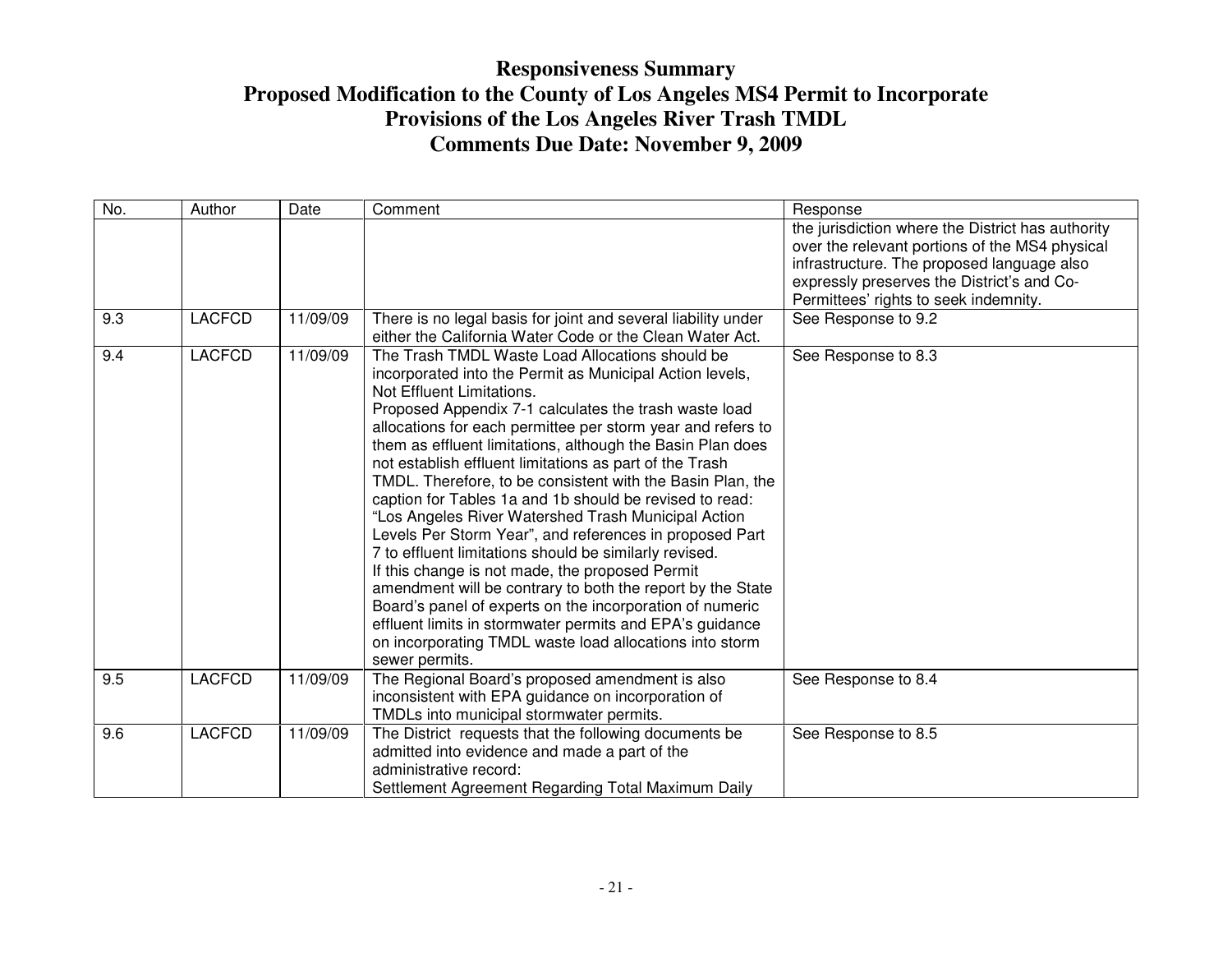# Responsiveness Summary
# Proposed Modification to the County of Los Angeles MS4 Permit to Incorporate Provisions of the Los Angeles River Trash TMDL
# Comments Due Date: November 9, 2009

| No. | Author | Date | Comment | Response |
|---|---|---|---|---|
| | | | | the jurisdiction where the District has authority over the relevant portions of the MS4 physical infrastructure. The proposed language also expressly preserves the District's and Co-Permittees' rights to seek indemnity. |
| 9.3 | LACFCD | 11/09/09 | There is no legal basis for joint and several liability under either the California Water Code or the Clean Water Act. | See Response to 9.2 |
| 9.4 | LACFCD | 11/09/09 | The Trash TMDL Waste Load Allocations should be incorporated into the Permit as Municipal Action levels, Not Effluent Limitations.<br>Proposed Appendix 7-1 calculates the trash waste load allocations for each permittee per storm year and refers to them as effluent limitations, although the Basin Plan does not establish effluent limitations as part of the Trash TMDL. Therefore, to be consistent with the Basin Plan, the caption for Tables 1a and 1b should be revised to read: "Los Angeles River Watershed Trash Municipal Action Levels Per Storm Year", and references in proposed Part 7 to effluent limitations should be similarly revised.<br>If this change is not made, the proposed Permit amendment will be contrary to both the report by the State Board's panel of experts on the incorporation of numeric effluent limits in stormwater permits and EPA's guidance on incorporating TMDL waste load allocations into storm sewer permits. | See Response to 8.3 |
| 9.5 | LACFCD | 11/09/09 | The Regional Board's proposed amendment is also inconsistent with EPA guidance on incorporation of TMDLs into municipal stormwater permits. | See Response to 8.4 |
| 9.6 | LACFCD | 11/09/09 | The District requests that the following documents be admitted into evidence and made a part of the administrative record:<br>Settlement Agreement Regarding Total Maximum Daily | See Response to 8.5 |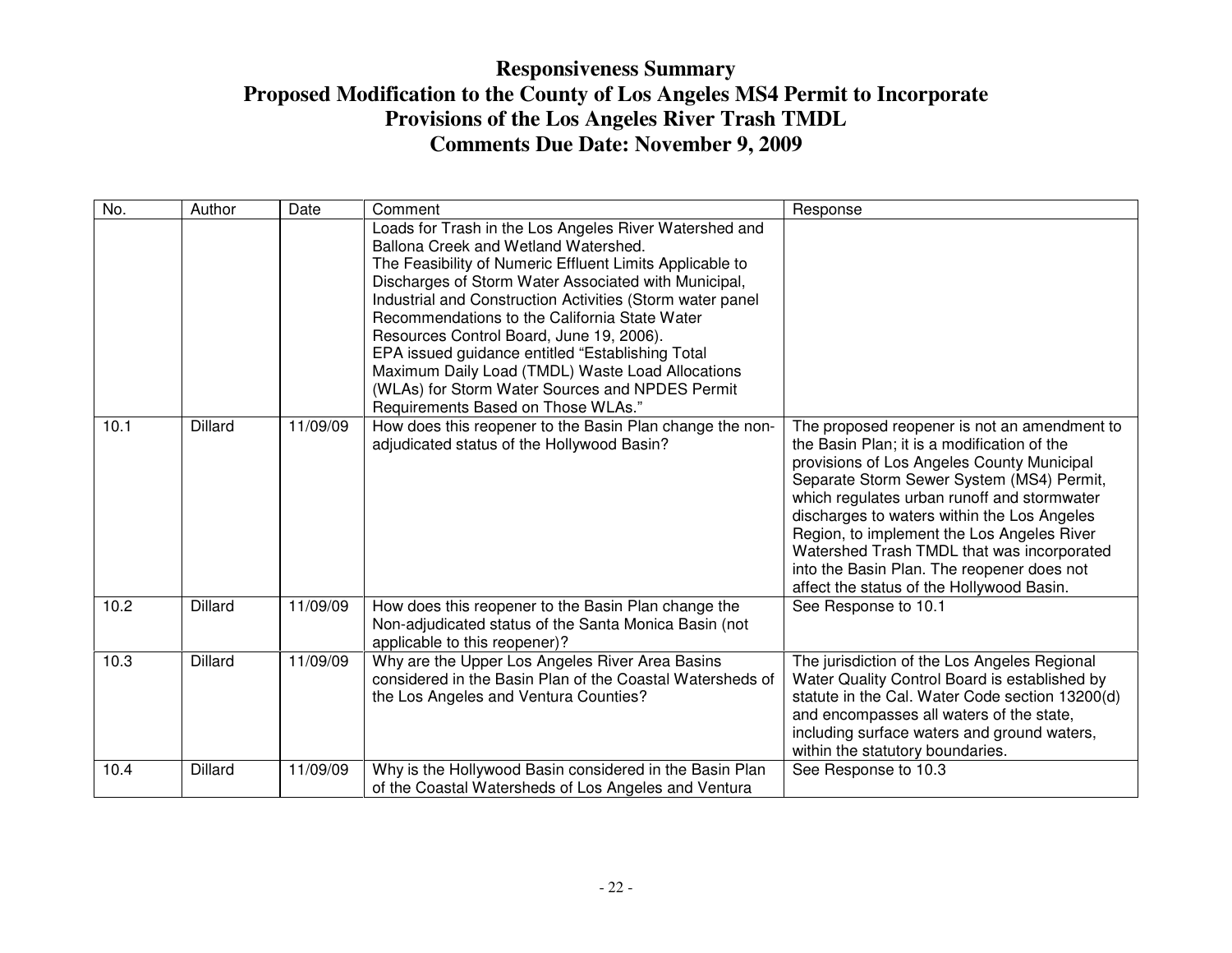# Responsiveness Summary
# Proposed Modification to the County of Los Angeles MS4 Permit to Incorporate Provisions of the Los Angeles River Trash TMDL
# Comments Due Date: November 9, 2009

| No. | Author | Date | Comment | Response |
|---|---|---|---|---|
| | | | Loads for Trash in the Los Angeles River Watershed and Ballona Creek and Wetland Watershed.<br>The Feasibility of Numeric Effluent Limits Applicable to Discharges of Storm Water Associated with Municipal, Industrial and Construction Activities (Storm water panel Recommendations to the California State Water Resources Control Board, June 19, 2006).<br>EPA issued guidance entitled "Establishing Total Maximum Daily Load (TMDL) Waste Load Allocations (WLAs) for Storm Water Sources and NPDES Permit Requirements Based on Those WLAs." | |
| 10.1 | Dillard | 11/09/09 | How does this reopener to the Basin Plan change the non-adjudicated status of the Hollywood Basin? | The proposed reopener is not an amendment to the Basin Plan; it is a modification of the provisions of Los Angeles County Municipal Separate Storm Sewer System (MS4) Permit, which regulates urban runoff and stormwater discharges to waters within the Los Angeles Region, to implement the Los Angeles River Watershed Trash TMDL that was incorporated into the Basin Plan. The reopener does not affect the status of the Hollywood Basin. |
| 10.2 | Dillard | 11/09/09 | How does this reopener to the Basin Plan change the Non-adjudicated status of the Santa Monica Basin (not applicable to this reopener)? | See Response to 10.1 |
| 10.3 | Dillard | 11/09/09 | Why are the Upper Los Angeles River Area Basins considered in the Basin Plan of the Coastal Watersheds of the Los Angeles and Ventura Counties? | The jurisdiction of the Los Angeles Regional Water Quality Control Board is established by statute in the Cal. Water Code section 13200(d) and encompasses all waters of the state, including surface waters and ground waters, within the statutory boundaries. |
| 10.4 | Dillard | 11/09/09 | Why is the Hollywood Basin considered in the Basin Plan of the Coastal Watersheds of Los Angeles and Ventura | See Response to 10.3 |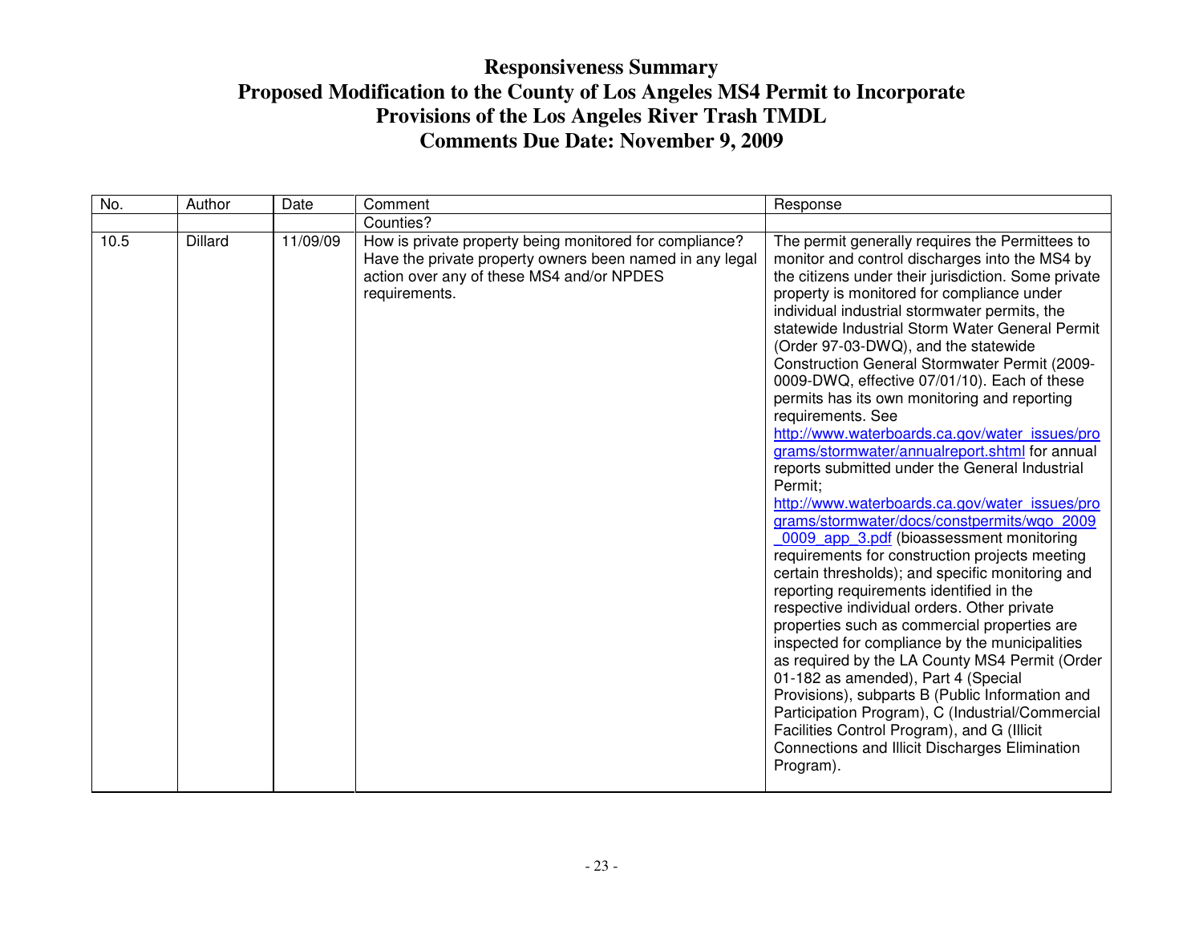# Responsiveness Summary
# Proposed Modification to the County of Los Angeles MS4 Permit to Incorporate Provisions of the Los Angeles River Trash TMDL
# Comments Due Date: November 9, 2009

| No. | Author | Date | Comment | Response |
|---|---|---|---|---|
| | | | Counties? | |
| 10.5 | Dillard | 11/09/09 | How is private property being monitored for compliance? Have the private property owners been named in any legal action over any of these MS4 and/or NPDES requirements. | The permit generally requires the Permittees to monitor and control discharges into the MS4 by the citizens under their jurisdiction. Some private property is monitored for compliance under individual industrial stormwater permits, the statewide Industrial Storm Water General Permit (Order 97-03-DWQ), and the statewide Construction General Stormwater Permit (2009-0009-DWQ, effective 07/01/10). Each of these permits has its own monitoring and reporting requirements. See http://www.waterboards.ca.gov/water_issues/programs/stormwater/annualreport.shtml for annual reports submitted under the General Industrial Permit; http://www.waterboards.ca.gov/water_issues/programs/stormwater/docs/constpermits/wqo_2009_0009_app_3.pdf (bioassessment monitoring requirements for construction projects meeting certain thresholds); and specific monitoring and reporting requirements identified in the respective individual orders. Other private properties such as commercial properties are inspected for compliance by the municipalities as required by the LA County MS4 Permit (Order 01-182 as amended), Part 4 (Special Provisions), subparts B (Public Information and Participation Program), C (Industrial/Commercial Facilities Control Program), and G (Illicit Connections and Illicit Discharges Elimination Program). |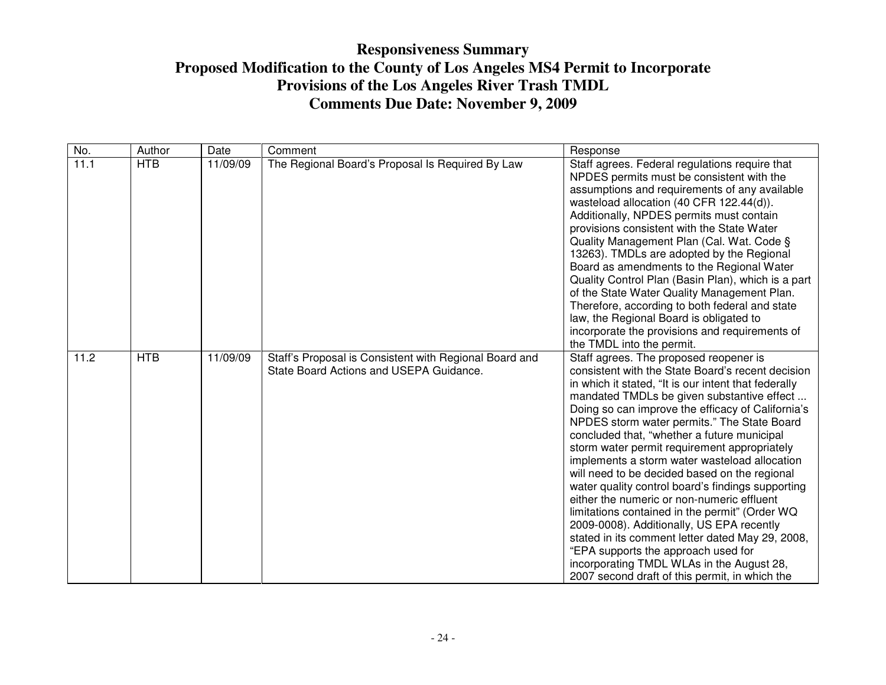# Responsiveness Summary
# Proposed Modification to the County of Los Angeles MS4 Permit to Incorporate Provisions of the Los Angeles River Trash TMDL
# Comments Due Date: November 9, 2009

| No. | Author | Date | Comment | Response |
|---|---|---|---|---|
| 11.1 | HTB | 11/09/09 | The Regional Board's Proposal Is Required By Law | Staff agrees. Federal regulations require that NPDES permits must be consistent with the assumptions and requirements of any available wasteload allocation (40 CFR 122.44(d)). Additionally, NPDES permits must contain provisions consistent with the State Water Quality Management Plan (Cal. Wat. Code § 13263). TMDLs are adopted by the Regional Board as amendments to the Regional Water Quality Control Plan (Basin Plan), which is a part of the State Water Quality Management Plan. Therefore, according to both federal and state law, the Regional Board is obligated to incorporate the provisions and requirements of the TMDL into the permit. |
| 11.2 | HTB | 11/09/09 | Staff's Proposal is Consistent with Regional Board and State Board Actions and USEPA Guidance. | Staff agrees. The proposed reopener is consistent with the State Board's recent decision in which it stated, "It is our intent that federally mandated TMDLs be given substantive effect ... Doing so can improve the efficacy of California's NPDES storm water permits." The State Board concluded that, "whether a future municipal storm water permit requirement appropriately implements a storm water wasteload allocation will need to be decided based on the regional water quality control board's findings supporting either the numeric or non-numeric effluent limitations contained in the permit" (Order WQ 2009-0008). Additionally, US EPA recently stated in its comment letter dated May 29, 2008, "EPA supports the approach used for incorporating TMDL WLAs in the August 28, 2007 second draft of this permit, in which the |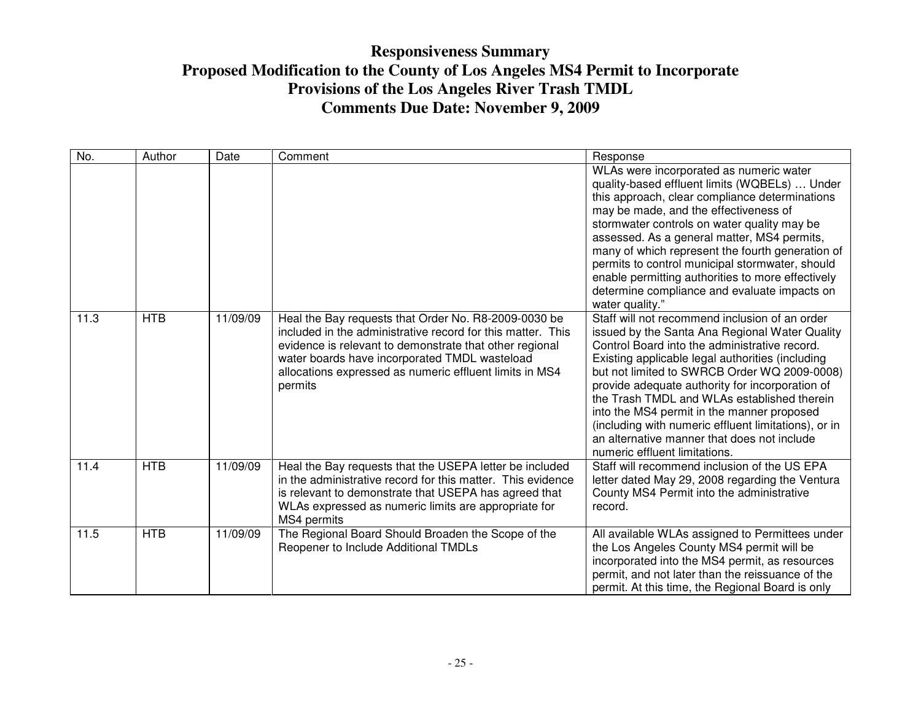# Responsiveness Summary

## Proposed Modification to the County of Los Angeles MS4 Permit to Incorporate Provisions of the Los Angeles River Trash TMDL

## Comments Due Date: November 9, 2009

| No. | Author | Date | Comment | Response |
|---|---|---|---|---|
| | | | | WLAs were incorporated as numeric water quality-based effluent limits (WQBELs) … Under this approach, clear compliance determinations may be made, and the effectiveness of stormwater controls on water quality may be assessed. As a general matter, MS4 permits, many of which represent the fourth generation of permits to control municipal stormwater, should enable permitting authorities to more effectively determine compliance and evaluate impacts on water quality." |
| 11.3 | HTB | 11/09/09 | Heal the Bay requests that Order No. R8-2009-0030 be included in the administrative record for this matter. This evidence is relevant to demonstrate that other regional water boards have incorporated TMDL wasteload allocations expressed as numeric effluent limits in MS4 permits | Staff will not recommend inclusion of an order issued by the Santa Ana Regional Water Quality Control Board into the administrative record. Existing applicable legal authorities (including but not limited to SWRCB Order WQ 2009-0008) provide adequate authority for incorporation of the Trash TMDL and WLAs established therein into the MS4 permit in the manner proposed (including with numeric effluent limitations), or in an alternative manner that does not include numeric effluent limitations. |
| 11.4 | HTB | 11/09/09 | Heal the Bay requests that the USEPA letter be included in the administrative record for this matter. This evidence is relevant to demonstrate that USEPA has agreed that WLAs expressed as numeric limits are appropriate for MS4 permits | Staff will recommend inclusion of the US EPA letter dated May 29, 2008 regarding the Ventura County MS4 Permit into the administrative record. |
| 11.5 | HTB | 11/09/09 | The Regional Board Should Broaden the Scope of the Reopener to Include Additional TMDLs | All available WLAs assigned to Permittees under the Los Angeles County MS4 permit will be incorporated into the MS4 permit, as resources permit, and not later than the reissuance of the permit. At this time, the Regional Board is only |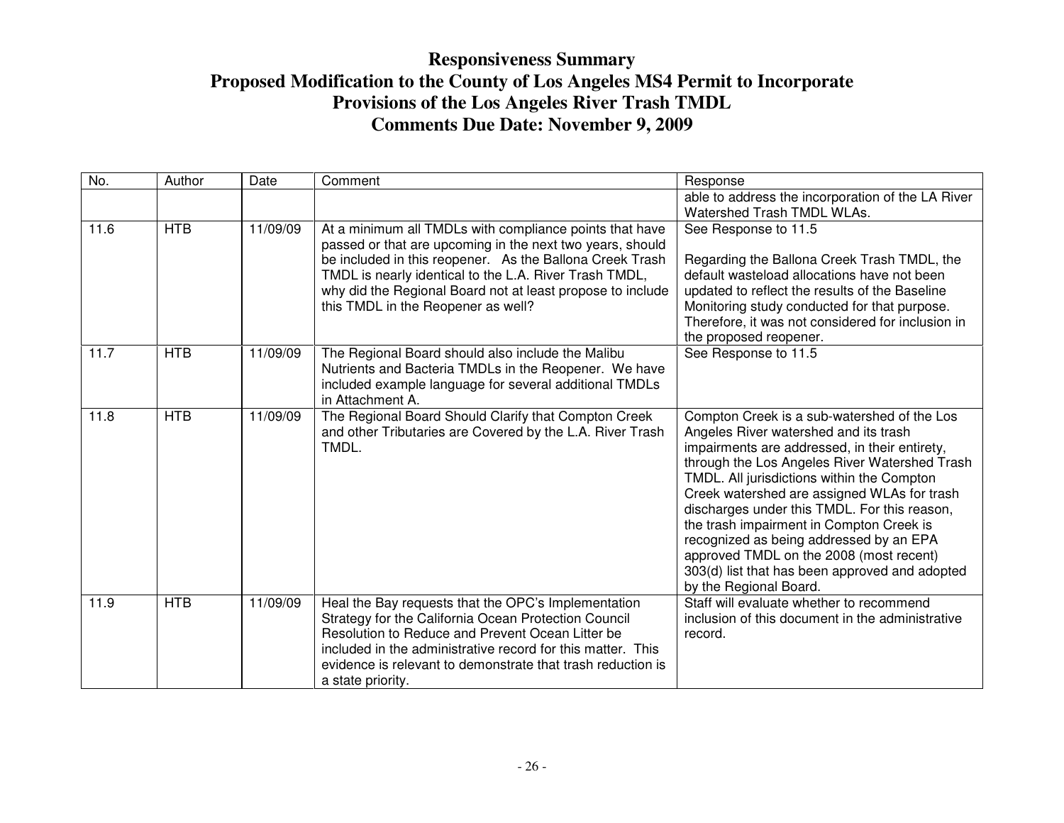# Responsiveness Summary
# Proposed Modification to the County of Los Angeles MS4 Permit to Incorporate Provisions of the Los Angeles River Trash TMDL
# Comments Due Date: November 9, 2009

| No. | Author | Date | Comment | Response |
|---|---|---|---|---|
| | | | | able to address the incorporation of the LA River Watershed Trash TMDL WLAs. |
| 11.6 | HTB | 11/09/09 | At a minimum all TMDLs with compliance points that have passed or that are upcoming in the next two years, should be included in this reopener. As the Ballona Creek Trash TMDL is nearly identical to the L.A. River Trash TMDL, why did the Regional Board not at least propose to include this TMDL in the Reopener as well? | See Response to 11.5<br><br>Regarding the Ballona Creek Trash TMDL, the default wasteload allocations have not been updated to reflect the results of the Baseline Monitoring study conducted for that purpose. Therefore, it was not considered for inclusion in the proposed reopener. |
| 11.7 | HTB | 11/09/09 | The Regional Board should also include the Malibu Nutrients and Bacteria TMDLs in the Reopener. We have included example language for several additional TMDLs in Attachment A. | See Response to 11.5 |
| 11.8 | HTB | 11/09/09 | The Regional Board Should Clarify that Compton Creek and other Tributaries are Covered by the L.A. River Trash TMDL. | Compton Creek is a sub-watershed of the Los Angeles River watershed and its trash impairments are addressed, in their entirety, through the Los Angeles River Watershed Trash TMDL. All jurisdictions within the Compton Creek watershed are assigned WLAs for trash discharges under this TMDL. For this reason, the trash impairment in Compton Creek is recognized as being addressed by an EPA approved TMDL on the 2008 (most recent) 303(d) list that has been approved and adopted by the Regional Board. |
| 11.9 | HTB | 11/09/09 | Heal the Bay requests that the OPC's Implementation Strategy for the California Ocean Protection Council Resolution to Reduce and Prevent Ocean Litter be included in the administrative record for this matter. This evidence is relevant to demonstrate that trash reduction is a state priority. | Staff will evaluate whether to recommend inclusion of this document in the administrative record. |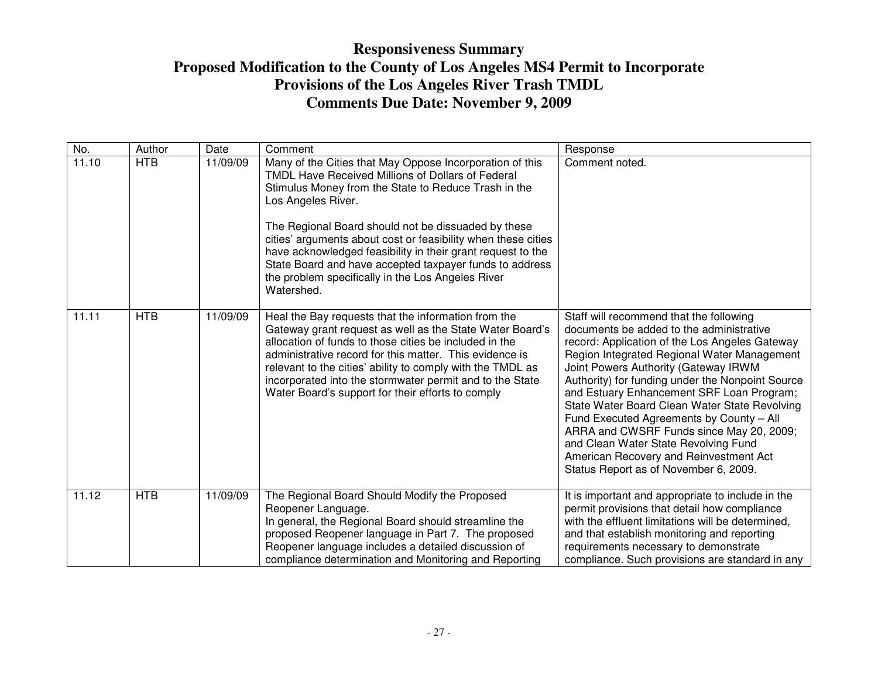# Responsiveness Summary
## Proposed Modification to the County of Los Angeles MS4 Permit to Incorporate Provisions of the Los Angeles River Trash TMDL
## Comments Due Date: November 9, 2009

| No. | Author | Date | Comment | Response |
|---|---|---|---|---|
| 11.10 | HTB | 11/09/09 | Many of the Cities that May Oppose Incorporation of this TMDL Have Received Millions of Dollars of Federal Stimulus Money from the State to Reduce Trash in the Los Angeles River.<br><br>The Regional Board should not be dissuaded by these cities' arguments about cost or feasibility when these cities have acknowledged feasibility in their grant request to the State Board and have accepted taxpayer funds to address the problem specifically in the Los Angeles River Watershed. | Comment noted. |
| 11.11 | HTB | 11/09/09 | Heal the Bay requests that the information from the Gateway grant request as well as the State Water Board's allocation of funds to those cities be included in the administrative record for this matter. This evidence is relevant to the cities' ability to comply with the TMDL as incorporated into the stormwater permit and to the State Water Board's support for their efforts to comply | Staff will recommend that the following documents be added to the administrative record: Application of the Los Angeles Gateway Region Integrated Regional Water Management Joint Powers Authority (Gateway IRWM Authority) for funding under the Nonpoint Source and Estuary Enhancement SRF Loan Program; State Water Board Clean Water State Revolving Fund Executed Agreements by County – All ARRA and CWSRF Funds since May 20, 2009; and Clean Water State Revolving Fund American Recovery and Reinvestment Act Status Report as of November 6, 2009. |
| 11.12 | HTB | 11/09/09 | The Regional Board Should Modify the Proposed Reopener Language.<br>In general, the Regional Board should streamline the proposed Reopener language in Part 7. The proposed Reopener language includes a detailed discussion of compliance determination and Monitoring and Reporting | It is important and appropriate to include in the permit provisions that detail how compliance with the effluent limitations will be determined, and that establish monitoring and reporting requirements necessary to demonstrate compliance. Such provisions are standard in any |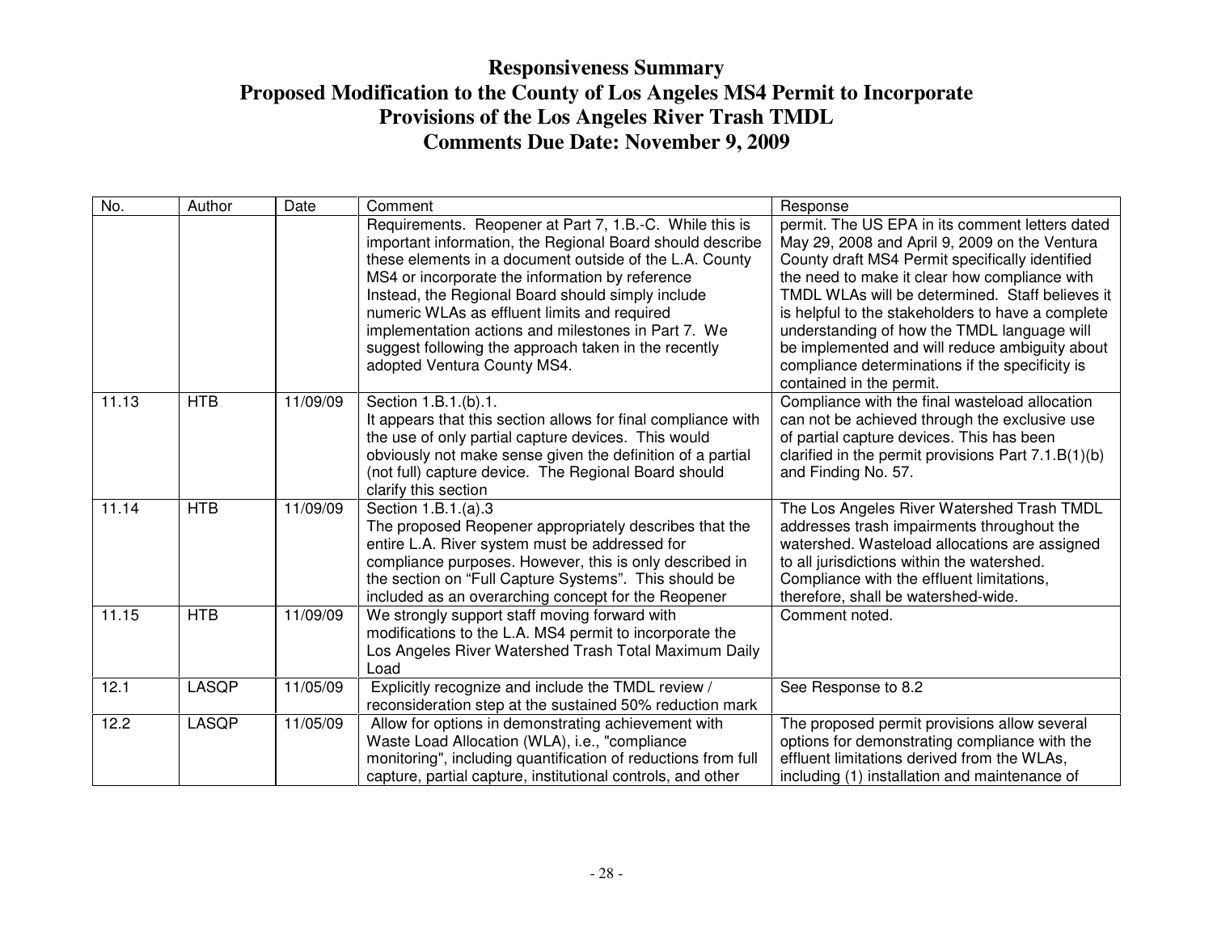# Responsiveness Summary
# Proposed Modification to the County of Los Angeles MS4 Permit to Incorporate Provisions of the Los Angeles River Trash TMDL
# Comments Due Date: November 9, 2009

| No. | Author | Date | Comment | Response |
|---|---|---|---|---|
| | | | Requirements. Reopener at Part 7, 1.B.-C. While this is important information, the Regional Board should describe these elements in a document outside of the L.A. County MS4 or incorporate the information by reference Instead, the Regional Board should simply include numeric WLAs as effluent limits and required implementation actions and milestones in Part 7. We suggest following the approach taken in the recently adopted Ventura County MS4. | permit. The US EPA in its comment letters dated May 29, 2008 and April 9, 2009 on the Ventura County draft MS4 Permit specifically identified the need to make it clear how compliance with TMDL WLAs will be determined. Staff believes it is helpful to the stakeholders to have a complete understanding of how the TMDL language will be implemented and will reduce ambiguity about compliance determinations if the specificity is contained in the permit. |
| 11.13 | HTB | 11/09/09 | Section 1.B.1.(b).1. It appears that this section allows for final compliance with the use of only partial capture devices. This would obviously not make sense given the definition of a partial (not full) capture device. The Regional Board should clarify this section | Compliance with the final wasteload allocation can not be achieved through the exclusive use of partial capture devices. This has been clarified in the permit provisions Part 7.1.B(1)(b) and Finding No. 57. |
| 11.14 | HTB | 11/09/09 | Section 1.B.1.(a).3 The proposed Reopener appropriately describes that the entire L.A. River system must be addressed for compliance purposes. However, this is only described in the section on "Full Capture Systems". This should be included as an overarching concept for the Reopener | The Los Angeles River Watershed Trash TMDL addresses trash impairments throughout the watershed. Wasteload allocations are assigned to all jurisdictions within the watershed. Compliance with the effluent limitations, therefore, shall be watershed-wide. |
| 11.15 | HTB | 11/09/09 | We strongly support staff moving forward with modifications to the L.A. MS4 permit to incorporate the Los Angeles River Watershed Trash Total Maximum Daily Load | Comment noted. |
| 12.1 | LASQP | 11/05/09 | Explicitly recognize and include the TMDL review / reconsideration step at the sustained 50% reduction mark | See Response to 8.2 |
| 12.2 | LASQP | 11/05/09 | Allow for options in demonstrating achievement with Waste Load Allocation (WLA), i.e., "compliance monitoring", including quantification of reductions from full capture, partial capture, institutional controls, and other | The proposed permit provisions allow several options for demonstrating compliance with the effluent limitations derived from the WLAs, including (1) installation and maintenance of |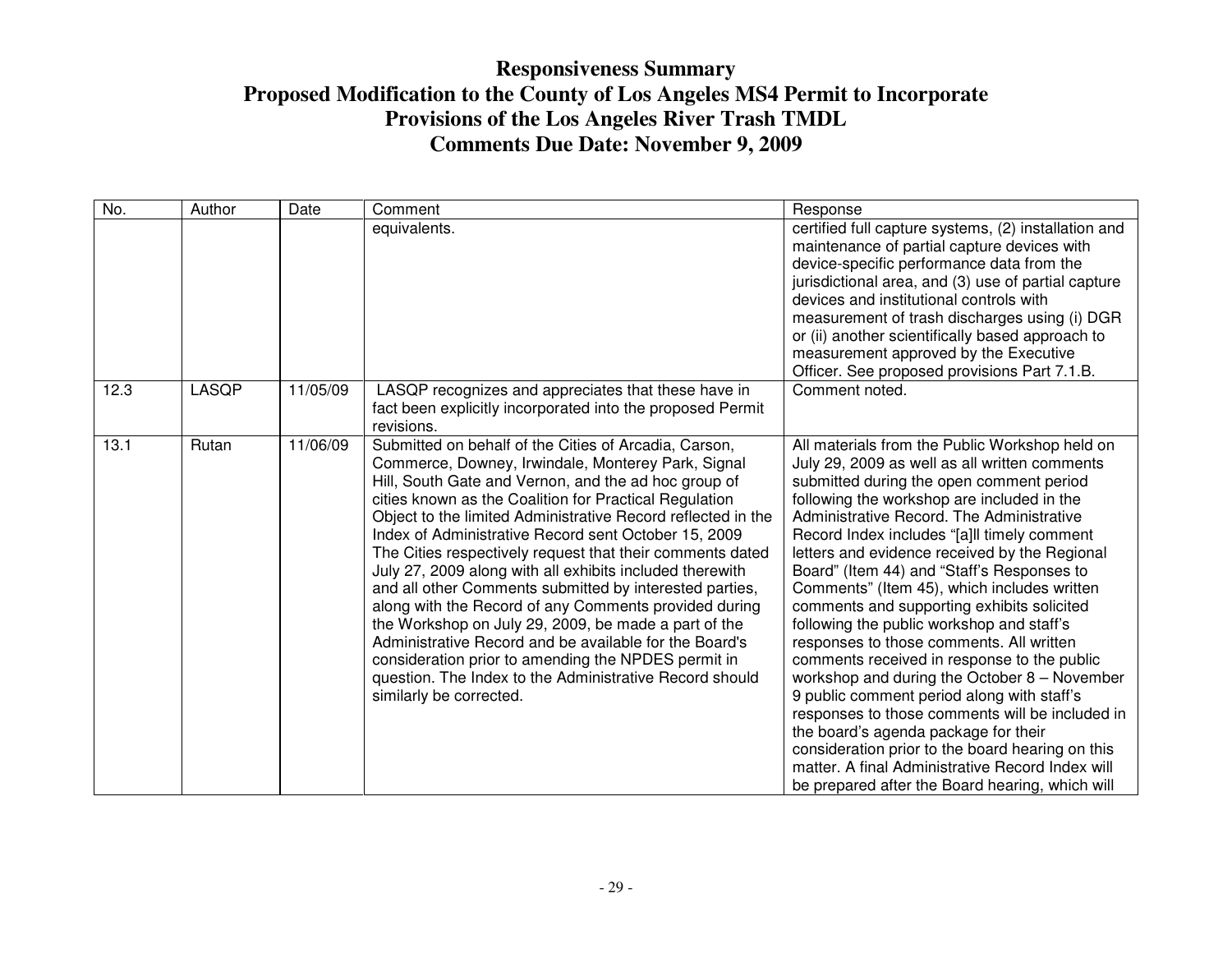# Responsiveness Summary
# Proposed Modification to the County of Los Angeles MS4 Permit to Incorporate Provisions of the Los Angeles River Trash TMDL
# Comments Due Date: November 9, 2009

| No. | Author | Date | Comment | Response |
|---|---|---|---|---|
| | | | equivalents. | certified full capture systems, (2) installation and maintenance of partial capture devices with device-specific performance data from the jurisdictional area, and (3) use of partial capture devices and institutional controls with measurement of trash discharges using (i) DGR or (ii) another scientifically based approach to measurement approved by the Executive Officer. See proposed provisions Part 7.1.B. |
| 12.3 | LASQP | 11/05/09 | LASQP recognizes and appreciates that these have in fact been explicitly incorporated into the proposed Permit revisions. | Comment noted. |
| 13.1 | Rutan | 11/06/09 | Submitted on behalf of the Cities of Arcadia, Carson, Commerce, Downey, Irwindale, Monterey Park, Signal Hill, South Gate and Vernon, and the ad hoc group of cities known as the Coalition for Practical Regulation Object to the limited Administrative Record reflected in the Index of Administrative Record sent October 15, 2009 The Cities respectively request that their comments dated July 27, 2009 along with all exhibits included therewith and all other Comments submitted by interested parties, along with the Record of any Comments provided during the Workshop on July 29, 2009, be made a part of the Administrative Record and be available for the Board's consideration prior to amending the NPDES permit in question. The Index to the Administrative Record should similarly be corrected. | All materials from the Public Workshop held on July 29, 2009 as well as all written comments submitted during the open comment period following the workshop are included in the Administrative Record. The Administrative Record Index includes "[a]ll timely comment letters and evidence received by the Regional Board" (Item 44) and "Staff's Responses to Comments" (Item 45), which includes written comments and supporting exhibits solicited following the public workshop and staff's responses to those comments. All written comments received in response to the public workshop and during the October 8 – November 9 public comment period along with staff's responses to those comments will be included in the board's agenda package for their consideration prior to the board hearing on this matter. A final Administrative Record Index will be prepared after the Board hearing, which will |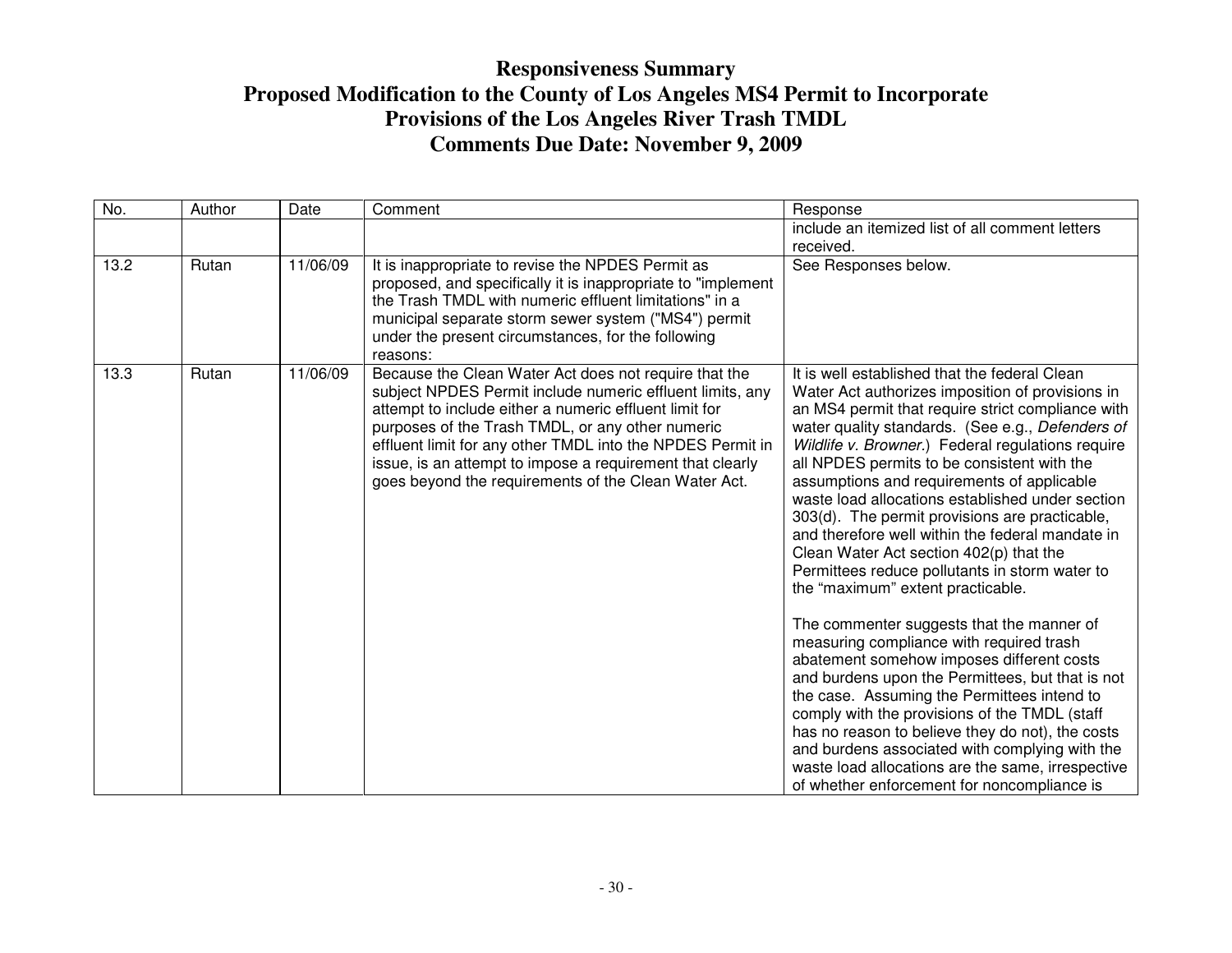# Responsiveness Summary
# Proposed Modification to the County of Los Angeles MS4 Permit to Incorporate Provisions of the Los Angeles River Trash TMDL
# Comments Due Date: November 9, 2009

| No. | Author | Date | Comment | Response |
|---|---|---|---|---|
| | | | | include an itemized list of all comment letters received. |
| 13.2 | Rutan | 11/06/09 | It is inappropriate to revise the NPDES Permit as proposed, and specifically it is inappropriate to "implement the Trash TMDL with numeric effluent limitations" in a municipal separate storm sewer system ("MS4") permit under the present circumstances, for the following reasons: | See Responses below. |
| 13.3 | Rutan | 11/06/09 | Because the Clean Water Act does not require that the subject NPDES Permit include numeric effluent limits, any attempt to include either a numeric effluent limit for purposes of the Trash TMDL, or any other numeric effluent limit for any other TMDL into the NPDES Permit in issue, is an attempt to impose a requirement that clearly goes beyond the requirements of the Clean Water Act. | It is well established that the federal Clean Water Act authorizes imposition of provisions in an MS4 permit that require strict compliance with water quality standards. (See e.g., *Defenders of Wildlife v. Browner*.) Federal regulations require all NPDES permits to be consistent with the assumptions and requirements of applicable waste load allocations established under section 303(d). The permit provisions are practicable, and therefore well within the federal mandate in Clean Water Act section 402(p) that the Permittees reduce pollutants in storm water to the "maximum" extent practicable.<br><br>The commenter suggests that the manner of measuring compliance with required trash abatement somehow imposes different costs and burdens upon the Permittees, but that is not the case. Assuming the Permittees intend to comply with the provisions of the TMDL (staff has no reason to believe they do not), the costs and burdens associated with complying with the waste load allocations are the same, irrespective of whether enforcement for noncompliance is |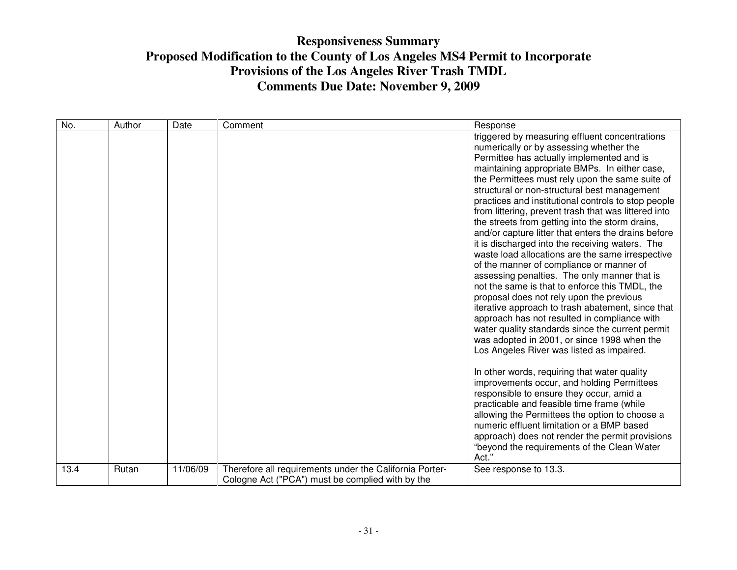# Responsiveness Summary
# Proposed Modification to the County of Los Angeles MS4 Permit to Incorporate Provisions of the Los Angeles River Trash TMDL
# Comments Due Date: November 9, 2009

| No. | Author | Date | Comment | Response |
|---|---|---|---|---|
| | | | | triggered by measuring effluent concentrations numerically or by assessing whether the Permittee has actually implemented and is maintaining appropriate BMPs. In either case, the Permittees must rely upon the same suite of structural or non-structural best management practices and institutional controls to stop people from littering, prevent trash that was littered into the streets from getting into the storm drains, and/or capture litter that enters the drains before it is discharged into the receiving waters. The waste load allocations are the same irrespective of the manner of compliance or manner of assessing penalties. The only manner that is not the same is that to enforce this TMDL, the proposal does not rely upon the previous iterative approach to trash abatement, since that approach has not resulted in compliance with water quality standards since the current permit was adopted in 2001, or since 1998 when the Los Angeles River was listed as impaired.<br><br>In other words, requiring that water quality improvements occur, and holding Permittees responsible to ensure they occur, amid a practicable and feasible time frame (while allowing the Permittees the option to choose a numeric effluent limitation or a BMP based approach) does not render the permit provisions "beyond the requirements of the Clean Water Act." |
| 13.4 | Rutan | 11/06/09 | Therefore all requirements under the California Porter-Cologne Act ("PCA") must be complied with by the | See response to 13.3. |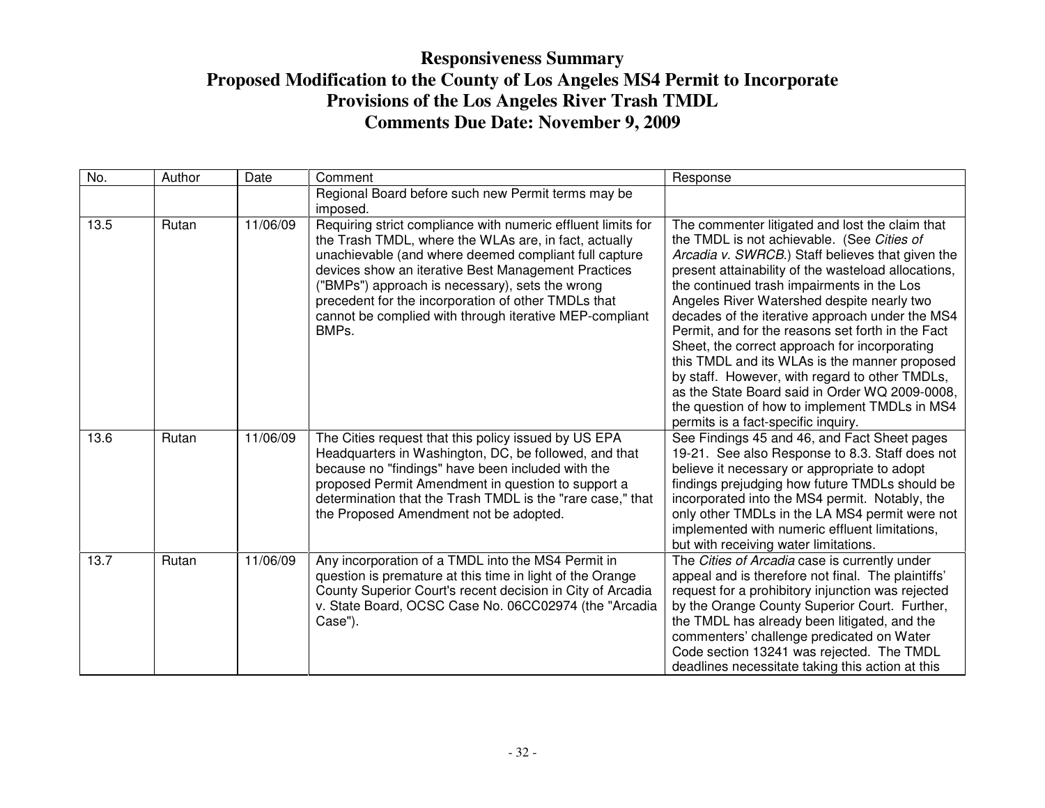# Responsiveness Summary
# Proposed Modification to the County of Los Angeles MS4 Permit to Incorporate Provisions of the Los Angeles River Trash TMDL
# Comments Due Date: November 9, 2009

| No. | Author | Date | Comment | Response |
|---|---|---|---|---|
| | | | Regional Board before such new Permit terms may be imposed. | |
| 13.5 | Rutan | 11/06/09 | Requiring strict compliance with numeric effluent limits for the Trash TMDL, where the WLAs are, in fact, actually unachievable (and where deemed compliant full capture devices show an iterative Best Management Practices ("BMPs") approach is necessary), sets the wrong precedent for the incorporation of other TMDLs that cannot be complied with through iterative MEP-compliant BMPs. | The commenter litigated and lost the claim that the TMDL is not achievable. (See *Cities of Arcadia v. SWRCB*.) Staff believes that given the present attainability of the wasteload allocations, the continued trash impairments in the Los Angeles River Watershed despite nearly two decades of the iterative approach under the MS4 Permit, and for the reasons set forth in the Fact Sheet, the correct approach for incorporating this TMDL and its WLAs is the manner proposed by staff. However, with regard to other TMDLs, as the State Board said in Order WQ 2009-0008, the question of how to implement TMDLs in MS4 permits is a fact-specific inquiry. |
| 13.6 | Rutan | 11/06/09 | The Cities request that this policy issued by US EPA Headquarters in Washington, DC, be followed, and that because no "findings" have been included with the proposed Permit Amendment in question to support a determination that the Trash TMDL is the "rare case," that the Proposed Amendment not be adopted. | See Findings 45 and 46, and Fact Sheet pages 19-21. See also Response to 8.3. Staff does not believe it necessary or appropriate to adopt findings prejudging how future TMDLs should be incorporated into the MS4 permit. Notably, the only other TMDLs in the LA MS4 permit were not implemented with numeric effluent limitations, but with receiving water limitations. |
| 13.7 | Rutan | 11/06/09 | Any incorporation of a TMDL into the MS4 Permit in question is premature at this time in light of the Orange County Superior Court's recent decision in City of Arcadia v. State Board, OCSC Case No. 06CC02974 (the "Arcadia Case"). | The *Cities of Arcadia* case is currently under appeal and is therefore not final. The plaintiffs' request for a prohibitory injunction was rejected by the Orange County Superior Court. Further, the TMDL has already been litigated, and the commenters' challenge predicated on Water Code section 13241 was rejected. The TMDL deadlines necessitate taking this action at this |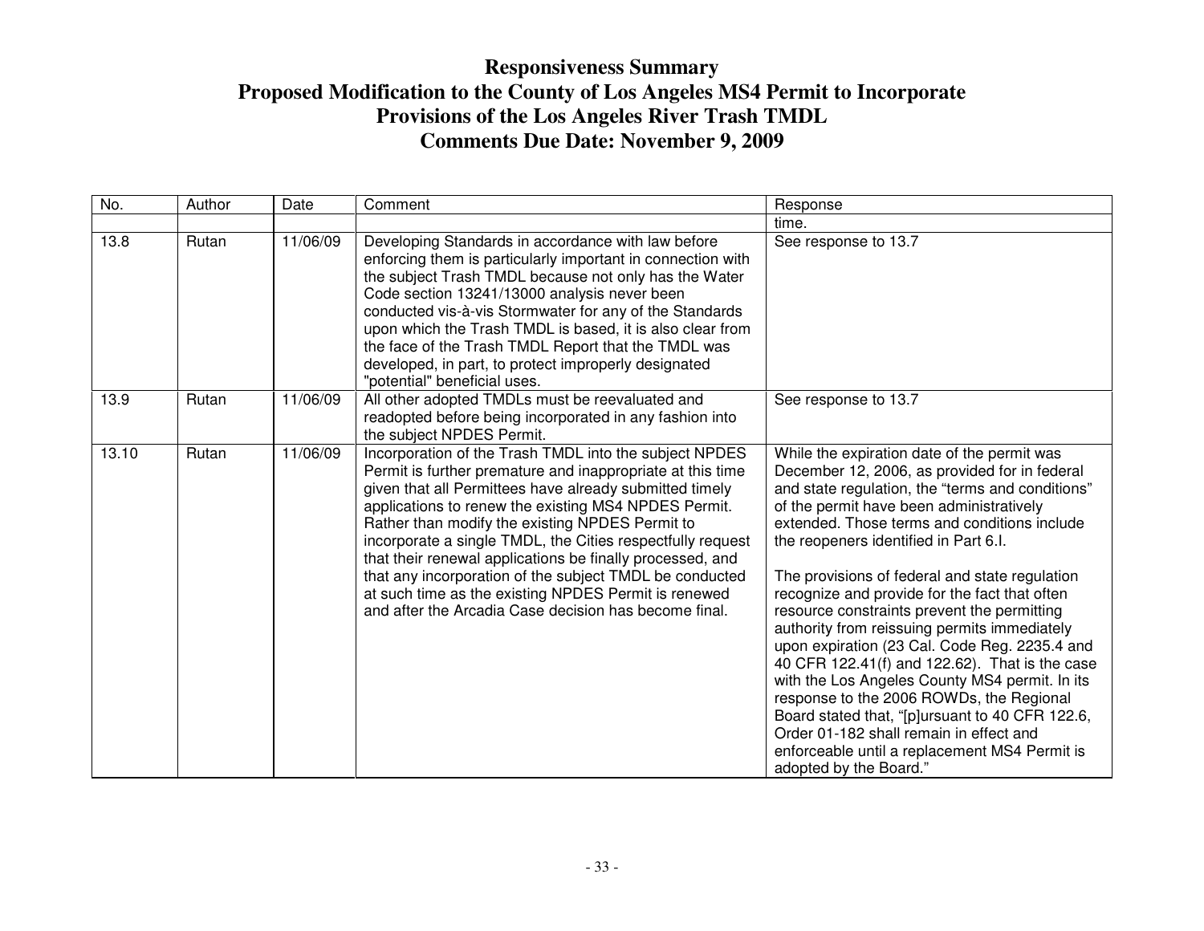# Responsiveness Summary
# Proposed Modification to the County of Los Angeles MS4 Permit to Incorporate Provisions of the Los Angeles River Trash TMDL
# Comments Due Date: November 9, 2009

| No. | Author | Date | Comment | Response |
|---|---|---|---|---|
| | | | | time. |
| 13.8 | Rutan | 11/06/09 | Developing Standards in accordance with law before enforcing them is particularly important in connection with the subject Trash TMDL because not only has the Water Code section 13241/13000 analysis never been conducted vis-à-vis Stormwater for any of the Standards upon which the Trash TMDL is based, it is also clear from the face of the Trash TMDL Report that the TMDL was developed, in part, to protect improperly designated "potential" beneficial uses. | See response to 13.7 |
| 13.9 | Rutan | 11/06/09 | All other adopted TMDLs must be reevaluated and readopted before being incorporated in any fashion into the subject NPDES Permit. | See response to 13.7 |
| 13.10 | Rutan | 11/06/09 | Incorporation of the Trash TMDL into the subject NPDES Permit is further premature and inappropriate at this time given that all Permittees have already submitted timely applications to renew the existing MS4 NPDES Permit. Rather than modify the existing NPDES Permit to incorporate a single TMDL, the Cities respectfully request that their renewal applications be finally processed, and that any incorporation of the subject TMDL be conducted at such time as the existing NPDES Permit is renewed and after the Arcadia Case decision has become final. | While the expiration date of the permit was December 12, 2006, as provided for in federal and state regulation, the "terms and conditions" of the permit have been administratively extended. Those terms and conditions include the reopeners identified in Part 6.I.<br><br>The provisions of federal and state regulation recognize and provide for the fact that often resource constraints prevent the permitting authority from reissuing permits immediately upon expiration (23 Cal. Code Reg. 2235.4 and 40 CFR 122.41(f) and 122.62). That is the case with the Los Angeles County MS4 permit. In its response to the 2006 ROWDs, the Regional Board stated that, "[p]ursuant to 40 CFR 122.6, Order 01-182 shall remain in effect and enforceable until a replacement MS4 Permit is adopted by the Board." |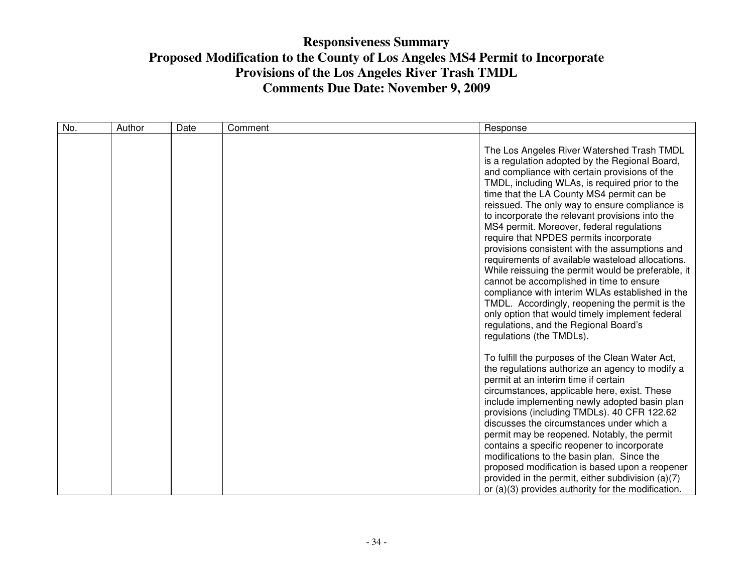# Responsiveness Summary
# Proposed Modification to the County of Los Angeles MS4 Permit to Incorporate Provisions of the Los Angeles River Trash TMDL
# Comments Due Date: November 9, 2009

| No. | Author | Date | Comment | Response |
|---|---|---|---|---|
| | | | | The Los Angeles River Watershed Trash TMDL is a regulation adopted by the Regional Board, and compliance with certain provisions of the TMDL, including WLAs, is required prior to the time that the LA County MS4 permit can be reissued. The only way to ensure compliance is to incorporate the relevant provisions into the MS4 permit. Moreover, federal regulations require that NPDES permits incorporate provisions consistent with the assumptions and requirements of available wasteload allocations. While reissuing the permit would be preferable, it cannot be accomplished in time to ensure compliance with interim WLAs established in the TMDL. Accordingly, reopening the permit is the only option that would timely implement federal regulations, and the Regional Board's regulations (the TMDLs).<br><br>To fulfill the purposes of the Clean Water Act, the regulations authorize an agency to modify a permit at an interim time if certain circumstances, applicable here, exist. These include implementing newly adopted basin plan provisions (including TMDLs). 40 CFR 122.62 discusses the circumstances under which a permit may be reopened. Notably, the permit contains a specific reopener to incorporate modifications to the basin plan. Since the proposed modification is based upon a reopener provided in the permit, either subdivision (a)(7) or (a)(3) provides authority for the modification. |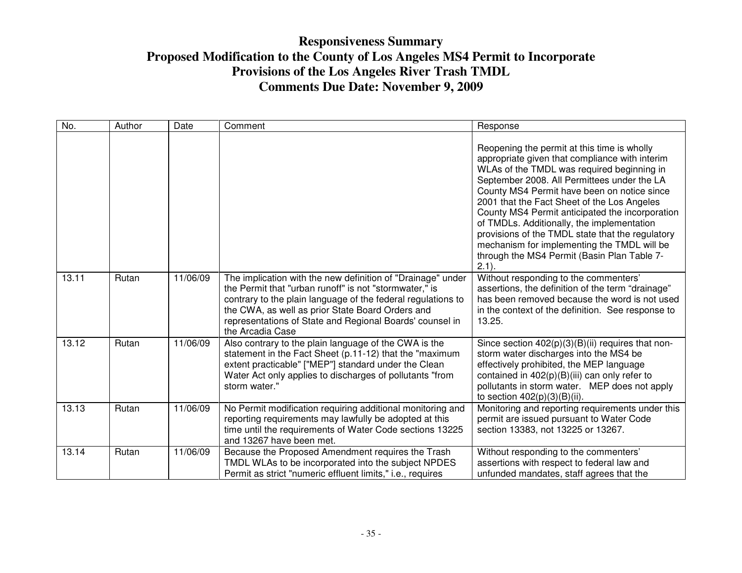# Responsiveness Summary
# Proposed Modification to the County of Los Angeles MS4 Permit to Incorporate Provisions of the Los Angeles River Trash TMDL
# Comments Due Date: November 9, 2009

| No. | Author | Date | Comment | Response |
|---|---|---|---|---|
| | | | | Reopening the permit at this time is wholly appropriate given that compliance with interim WLAs of the TMDL was required beginning in September 2008. All Permittees under the LA County MS4 Permit have been on notice since 2001 that the Fact Sheet of the Los Angeles County MS4 Permit anticipated the incorporation of TMDLs. Additionally, the implementation provisions of the TMDL state that the regulatory mechanism for implementing the TMDL will be through the MS4 Permit (Basin Plan Table 7-2.1). |
| 13.11 | Rutan | 11/06/09 | The implication with the new definition of "Drainage" under the Permit that "urban runoff" is not "stormwater," is contrary to the plain language of the federal regulations to the CWA, as well as prior State Board Orders and representations of State and Regional Boards' counsel in the Arcadia Case | Without responding to the commenters' assertions, the definition of the term "drainage" has been removed because the word is not used in the context of the definition. See response to 13.25. |
| 13.12 | Rutan | 11/06/09 | Also contrary to the plain language of the CWA is the statement in the Fact Sheet (p.11-12) that the "maximum extent practicable" ["MEP"] standard under the Clean Water Act only applies to discharges of pollutants "from storm water." | Since section 402(p)(3)(B)(ii) requires that non-storm water discharges into the MS4 be effectively prohibited, the MEP language contained in 402(p)(B)(iii) can only refer to pollutants in storm water. MEP does not apply to section 402(p)(3)(B)(ii). |
| 13.13 | Rutan | 11/06/09 | No Permit modification requiring additional monitoring and reporting requirements may lawfully be adopted at this time until the requirements of Water Code sections 13225 and 13267 have been met. | Monitoring and reporting requirements under this permit are issued pursuant to Water Code section 13383, not 13225 or 13267. |
| 13.14 | Rutan | 11/06/09 | Because the Proposed Amendment requires the Trash TMDL WLAs to be incorporated into the subject NPDES Permit as strict "numeric effluent limits," i.e., requires | Without responding to the commenters' assertions with respect to federal law and unfunded mandates, staff agrees that the |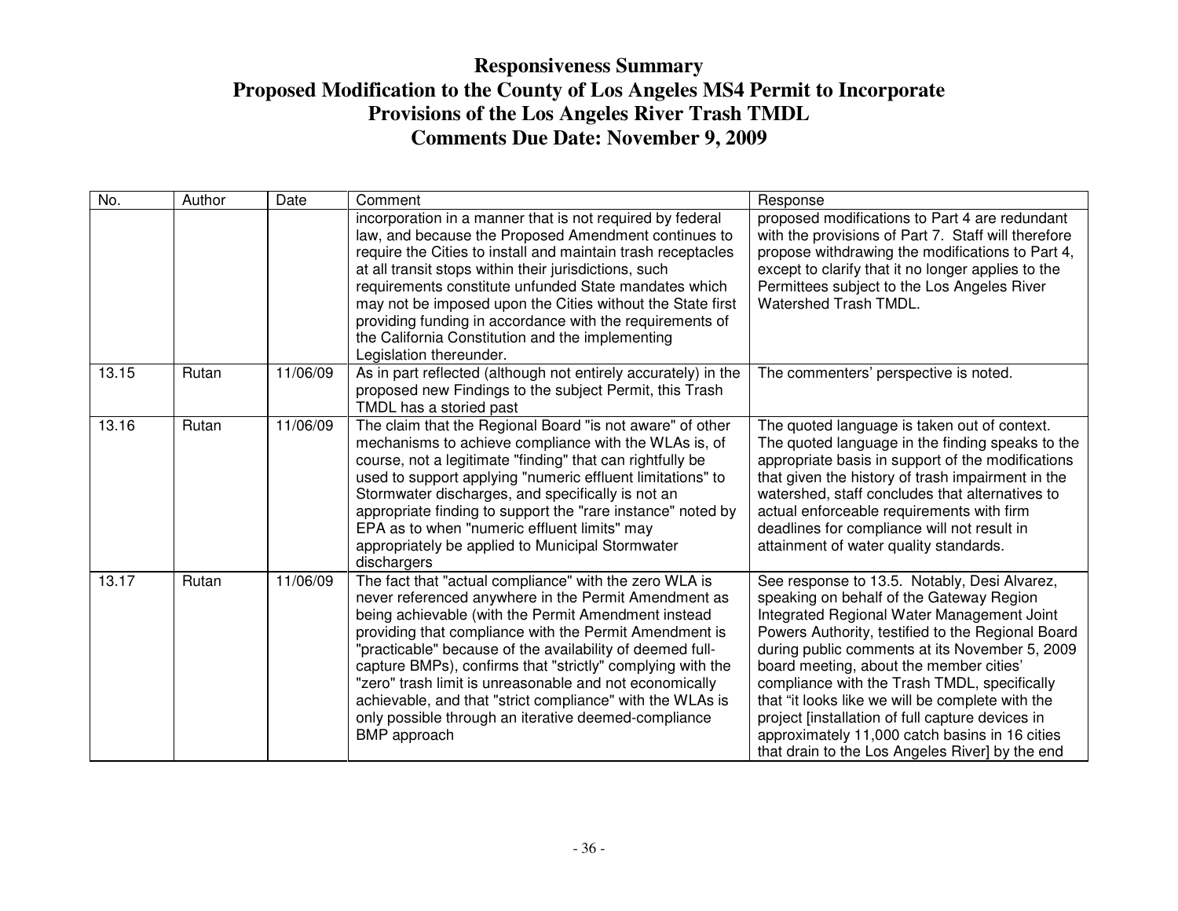# Responsiveness Summary

## Proposed Modification to the County of Los Angeles MS4 Permit to Incorporate Provisions of the Los Angeles River Trash TMDL

## Comments Due Date: November 9, 2009

| No. | Author | Date | Comment | Response |
|---|---|---|---|---|
| | | | incorporation in a manner that is not required by federal law, and because the Proposed Amendment continues to require the Cities to install and maintain trash receptacles at all transit stops within their jurisdictions, such requirements constitute unfunded State mandates which may not be imposed upon the Cities without the State first providing funding in accordance with the requirements of the California Constitution and the implementing Legislation thereunder. | proposed modifications to Part 4 are redundant with the provisions of Part 7. Staff will therefore propose withdrawing the modifications to Part 4, except to clarify that it no longer applies to the Permittees subject to the Los Angeles River Watershed Trash TMDL. |
| 13.15 | Rutan | 11/06/09 | As in part reflected (although not entirely accurately) in the proposed new Findings to the subject Permit, this Trash TMDL has a storied past | The commenters' perspective is noted. |
| 13.16 | Rutan | 11/06/09 | The claim that the Regional Board "is not aware" of other mechanisms to achieve compliance with the WLAs is, of course, not a legitimate "finding" that can rightfully be used to support applying "numeric effluent limitations" to Stormwater discharges, and specifically is not an appropriate finding to support the "rare instance" noted by EPA as to when "numeric effluent limits" may appropriately be applied to Municipal Stormwater dischargers | The quoted language is taken out of context. The quoted language in the finding speaks to the appropriate basis in support of the modifications that given the history of trash impairment in the watershed, staff concludes that alternatives to actual enforceable requirements with firm deadlines for compliance will not result in attainment of water quality standards. |
| 13.17 | Rutan | 11/06/09 | The fact that "actual compliance" with the zero WLA is never referenced anywhere in the Permit Amendment as being achievable (with the Permit Amendment instead providing that compliance with the Permit Amendment is "practicable" because of the availability of deemed full-capture BMPs), confirms that "strictly" complying with the "zero" trash limit is unreasonable and not economically achievable, and that "strict compliance" with the WLAs is only possible through an iterative deemed-compliance BMP approach | See response to 13.5. Notably, Desi Alvarez, speaking on behalf of the Gateway Region Integrated Regional Water Management Joint Powers Authority, testified to the Regional Board during public comments at its November 5, 2009 board meeting, about the member cities' compliance with the Trash TMDL, specifically that "it looks like we will be complete with the project [installation of full capture devices in approximately 11,000 catch basins in 16 cities that drain to the Los Angeles River] by the end |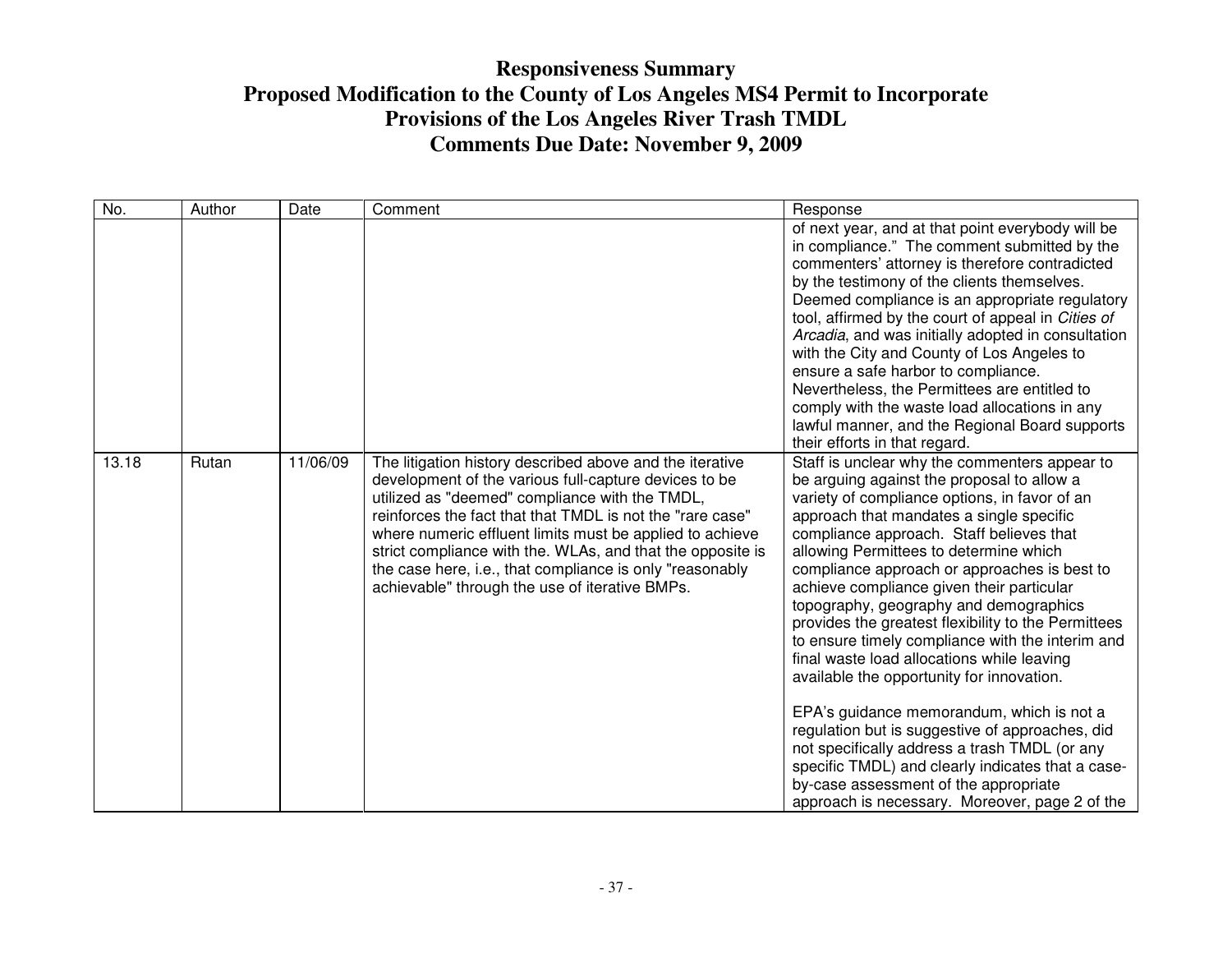# Responsiveness Summary
# Proposed Modification to the County of Los Angeles MS4 Permit to Incorporate Provisions of the Los Angeles River Trash TMDL
# Comments Due Date: November 9, 2009

| No. | Author | Date | Comment | Response |
|---|---|---|---|---|
| | | | | of next year, and at that point everybody will be in compliance." The comment submitted by the commenters' attorney is therefore contradicted by the testimony of the clients themselves. Deemed compliance is an appropriate regulatory tool, affirmed by the court of appeal in *Cities of Arcadia*, and was initially adopted in consultation with the City and County of Los Angeles to ensure a safe harbor to compliance. Nevertheless, the Permittees are entitled to comply with the waste load allocations in any lawful manner, and the Regional Board supports their efforts in that regard. |
| 13.18 | Rutan | 11/06/09 | The litigation history described above and the iterative development of the various full-capture devices to be utilized as "deemed" compliance with the TMDL, reinforces the fact that that TMDL is not the "rare case" where numeric effluent limits must be applied to achieve strict compliance with the. WLAs, and that the opposite is the case here, i.e., that compliance is only "reasonably achievable" through the use of iterative BMPs. | Staff is unclear why the commenters appear to be arguing against the proposal to allow a variety of compliance options, in favor of an approach that mandates a single specific compliance approach. Staff believes that allowing Permittees to determine which compliance approach or approaches is best to achieve compliance given their particular topography, geography and demographics provides the greatest flexibility to the Permittees to ensure timely compliance with the interim and final waste load allocations while leaving available the opportunity for innovation.<br><br>EPA's guidance memorandum, which is not a regulation but is suggestive of approaches, did not specifically address a trash TMDL (or any specific TMDL) and clearly indicates that a case-by-case assessment of the appropriate approach is necessary. Moreover, page 2 of the |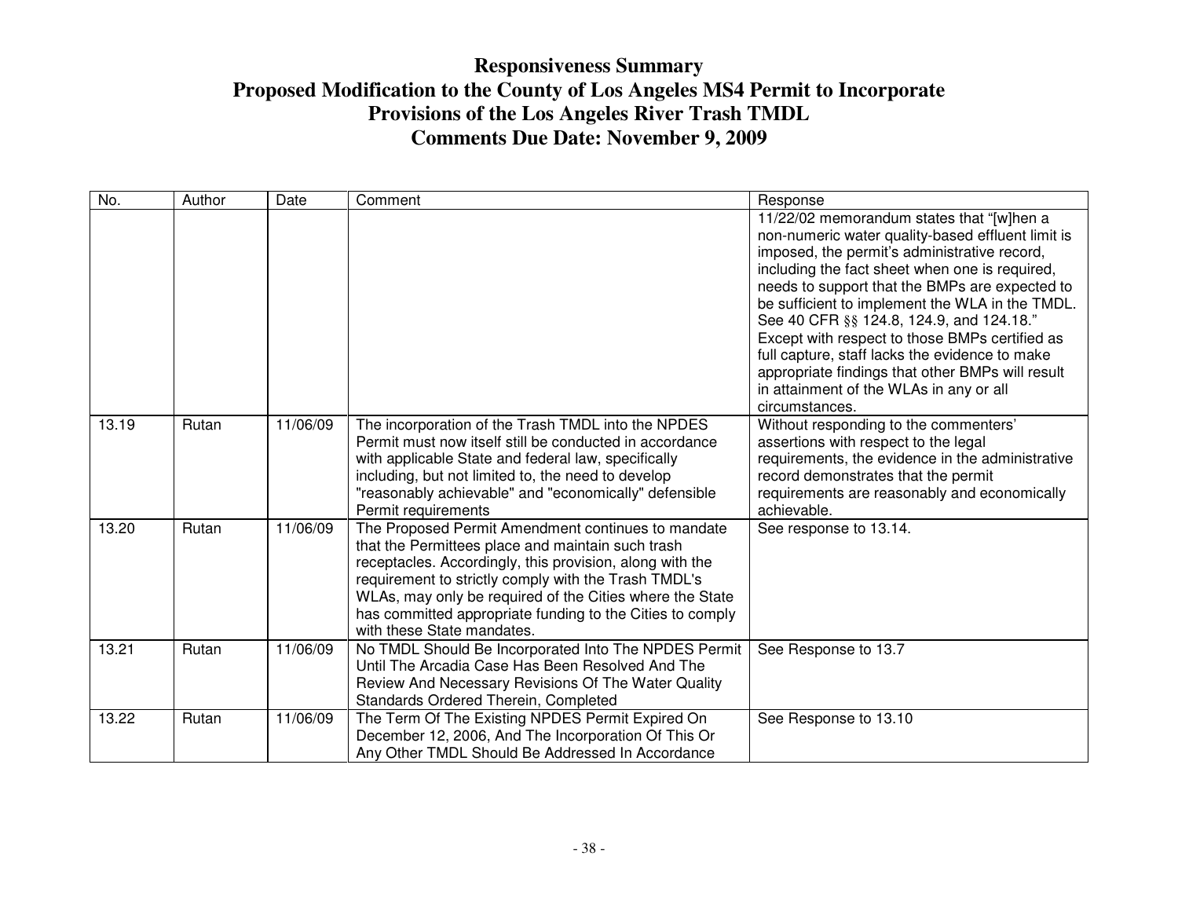# Responsiveness Summary
# Proposed Modification to the County of Los Angeles MS4 Permit to Incorporate Provisions of the Los Angeles River Trash TMDL
# Comments Due Date: November 9, 2009

| No. | Author | Date | Comment | Response |
|---|---|---|---|---|
| | | | | 11/22/02 memorandum states that "[w]hen a non-numeric water quality-based effluent limit is imposed, the permit's administrative record, including the fact sheet when one is required, needs to support that the BMPs are expected to be sufficient to implement the WLA in the TMDL. See 40 CFR §§ 124.8, 124.9, and 124.18." Except with respect to those BMPs certified as full capture, staff lacks the evidence to make appropriate findings that other BMPs will result in attainment of the WLAs in any or all circumstances. |
| 13.19 | Rutan | 11/06/09 | The incorporation of the Trash TMDL into the NPDES Permit must now itself still be conducted in accordance with applicable State and federal law, specifically including, but not limited to, the need to develop "reasonably achievable" and "economically" defensible Permit requirements | Without responding to the commenters' assertions with respect to the legal requirements, the evidence in the administrative record demonstrates that the permit requirements are reasonably and economically achievable. |
| 13.20 | Rutan | 11/06/09 | The Proposed Permit Amendment continues to mandate that the Permittees place and maintain such trash receptacles. Accordingly, this provision, along with the requirement to strictly comply with the Trash TMDL's WLAs, may only be required of the Cities where the State has committed appropriate funding to the Cities to comply with these State mandates. | See response to 13.14. |
| 13.21 | Rutan | 11/06/09 | No TMDL Should Be Incorporated Into The NPDES Permit Until The Arcadia Case Has Been Resolved And The Review And Necessary Revisions Of The Water Quality Standards Ordered Therein, Completed | See Response to 13.7 |
| 13.22 | Rutan | 11/06/09 | The Term Of The Existing NPDES Permit Expired On December 12, 2006, And The Incorporation Of This Or Any Other TMDL Should Be Addressed In Accordance | See Response to 13.10 |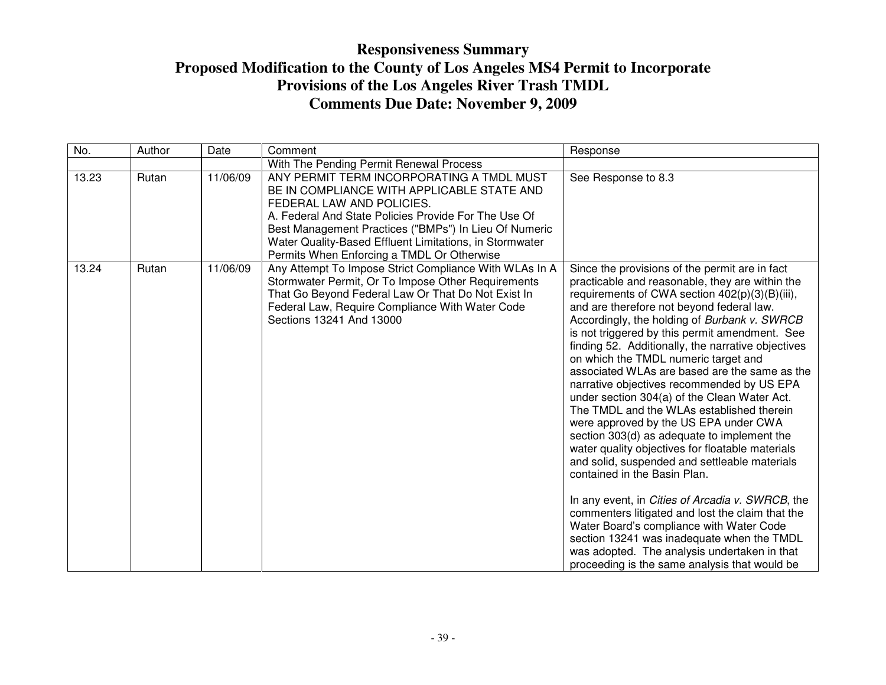# Responsiveness Summary
# Proposed Modification to the County of Los Angeles MS4 Permit to Incorporate Provisions of the Los Angeles River Trash TMDL
# Comments Due Date: November 9, 2009

| No. | Author | Date | Comment | Response |
|---|---|---|---|---|
| | | | With The Pending Permit Renewal Process | |
| 13.23 | Rutan | 11/06/09 | ANY PERMIT TERM INCORPORATING A TMDL MUST BE IN COMPLIANCE WITH APPLICABLE STATE AND FEDERAL LAW AND POLICIES.<br>A. Federal And State Policies Provide For The Use Of Best Management Practices ("BMPs") In Lieu Of Numeric Water Quality-Based Effluent Limitations, in Stormwater Permits When Enforcing a TMDL Or Otherwise | See Response to 8.3 |
| 13.24 | Rutan | 11/06/09 | Any Attempt To Impose Strict Compliance With WLAs In A Stormwater Permit, Or To Impose Other Requirements That Go Beyond Federal Law Or That Do Not Exist In Federal Law, Require Compliance With Water Code Sections 13241 And 13000 | Since the provisions of the permit are in fact practicable and reasonable, they are within the requirements of CWA section 402(p)(3)(B)(iii), and are therefore not beyond federal law. Accordingly, the holding of *Burbank v. SWRCB* is not triggered by this permit amendment. See finding 52. Additionally, the narrative objectives on which the TMDL numeric target and associated WLAs are based are the same as the narrative objectives recommended by US EPA under section 304(a) of the Clean Water Act. The TMDL and the WLAs established therein were approved by the US EPA under CWA section 303(d) as adequate to implement the water quality objectives for floatable materials and solid, suspended and settleable materials contained in the Basin Plan.<br><br>In any event, in *Cities of Arcadia v. SWRCB*, the commenters litigated and lost the claim that the Water Board's compliance with Water Code section 13241 was inadequate when the TMDL was adopted. The analysis undertaken in that proceeding is the same analysis that would be |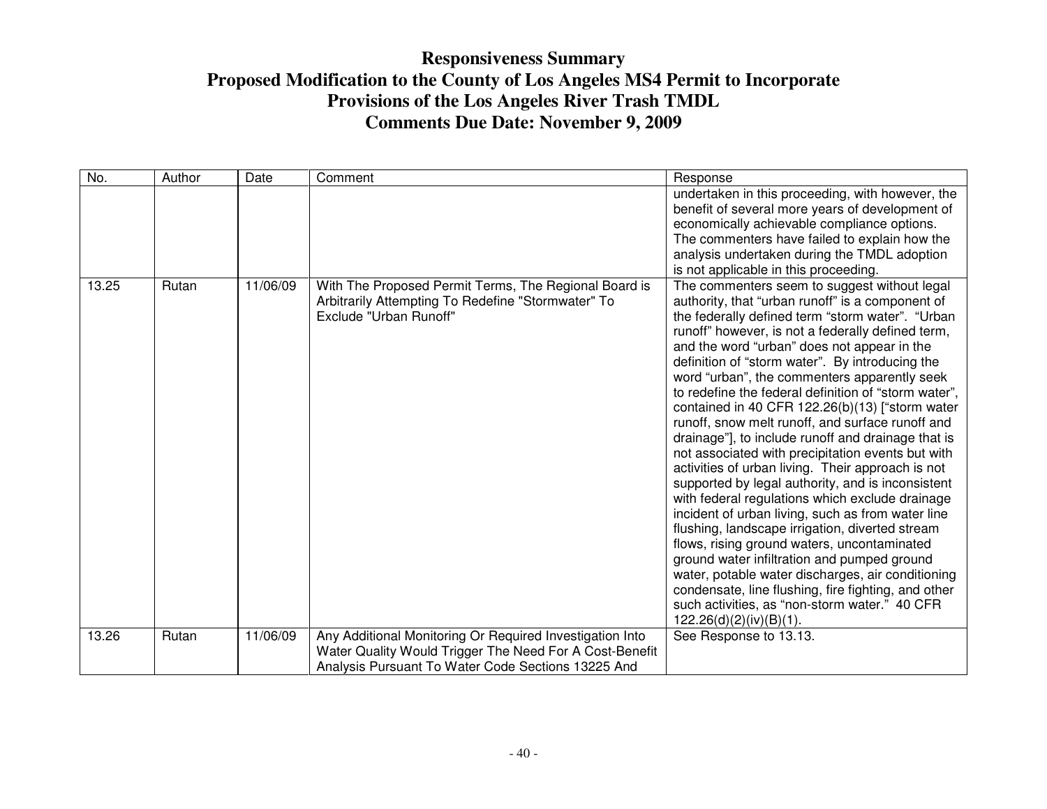# Responsiveness Summary
# Proposed Modification to the County of Los Angeles MS4 Permit to Incorporate Provisions of the Los Angeles River Trash TMDL
# Comments Due Date: November 9, 2009

| No. | Author | Date | Comment | Response |
|---|---|---|---|---|
| | | | | undertaken in this proceeding, with however, the benefit of several more years of development of economically achievable compliance options. The commenters have failed to explain how the analysis undertaken during the TMDL adoption is not applicable in this proceeding. |
| 13.25 | Rutan | 11/06/09 | With The Proposed Permit Terms, The Regional Board is Arbitrarily Attempting To Redefine "Stormwater" To Exclude "Urban Runoff" | The commenters seem to suggest without legal authority, that "urban runoff" is a component of the federally defined term "storm water". "Urban runoff" however, is not a federally defined term, and the word "urban" does not appear in the definition of "storm water". By introducing the word "urban", the commenters apparently seek to redefine the federal definition of "storm water", contained in 40 CFR 122.26(b)(13) ["storm water runoff, snow melt runoff, and surface runoff and drainage"], to include runoff and drainage that is not associated with precipitation events but with activities of urban living. Their approach is not supported by legal authority, and is inconsistent with federal regulations which exclude drainage incident of urban living, such as from water line flushing, landscape irrigation, diverted stream flows, rising ground waters, uncontaminated ground water infiltration and pumped ground water, potable water discharges, air conditioning condensate, line flushing, fire fighting, and other such activities, as "non-storm water." 40 CFR 122.26(d)(2)(iv)(B)(1). |
| 13.26 | Rutan | 11/06/09 | Any Additional Monitoring Or Required Investigation Into Water Quality Would Trigger The Need For A Cost-Benefit Analysis Pursuant To Water Code Sections 13225 And | See Response to 13.13. |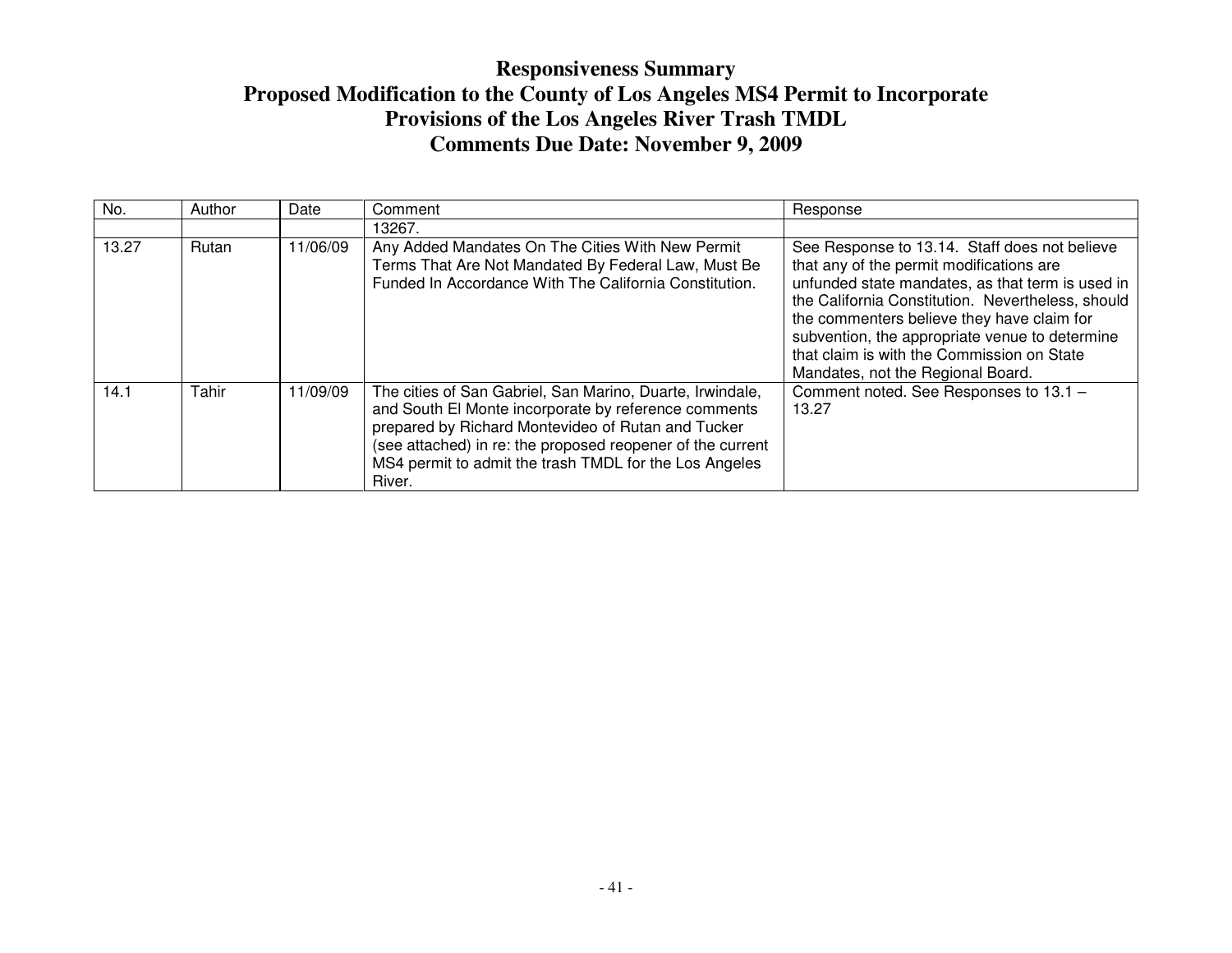# Responsiveness Summary
## Proposed Modification to the County of Los Angeles MS4 Permit to Incorporate Provisions of the Los Angeles River Trash TMDL
## Comments Due Date: November 9, 2009

| No. | Author | Date | Comment | Response |
|---|---|---|---|---|
| | | | 13267. | |
| 13.27 | Rutan | 11/06/09 | Any Added Mandates On The Cities With New Permit Terms That Are Not Mandated By Federal Law, Must Be Funded In Accordance With The California Constitution. | See Response to 13.14. Staff does not believe that any of the permit modifications are unfunded state mandates, as that term is used in the California Constitution. Nevertheless, should the commenters believe they have claim for subvention, the appropriate venue to determine that claim is with the Commission on State Mandates, not the Regional Board. |
| 14.1 | Tahir | 11/09/09 | The cities of San Gabriel, San Marino, Duarte, Irwindale, and South El Monte incorporate by reference comments prepared by Richard Montevideo of Rutan and Tucker (see attached) in re: the proposed reopener of the current MS4 permit to admit the trash TMDL for the Los Angeles River. | Comment noted. See Responses to 13.1 – 13.27 |